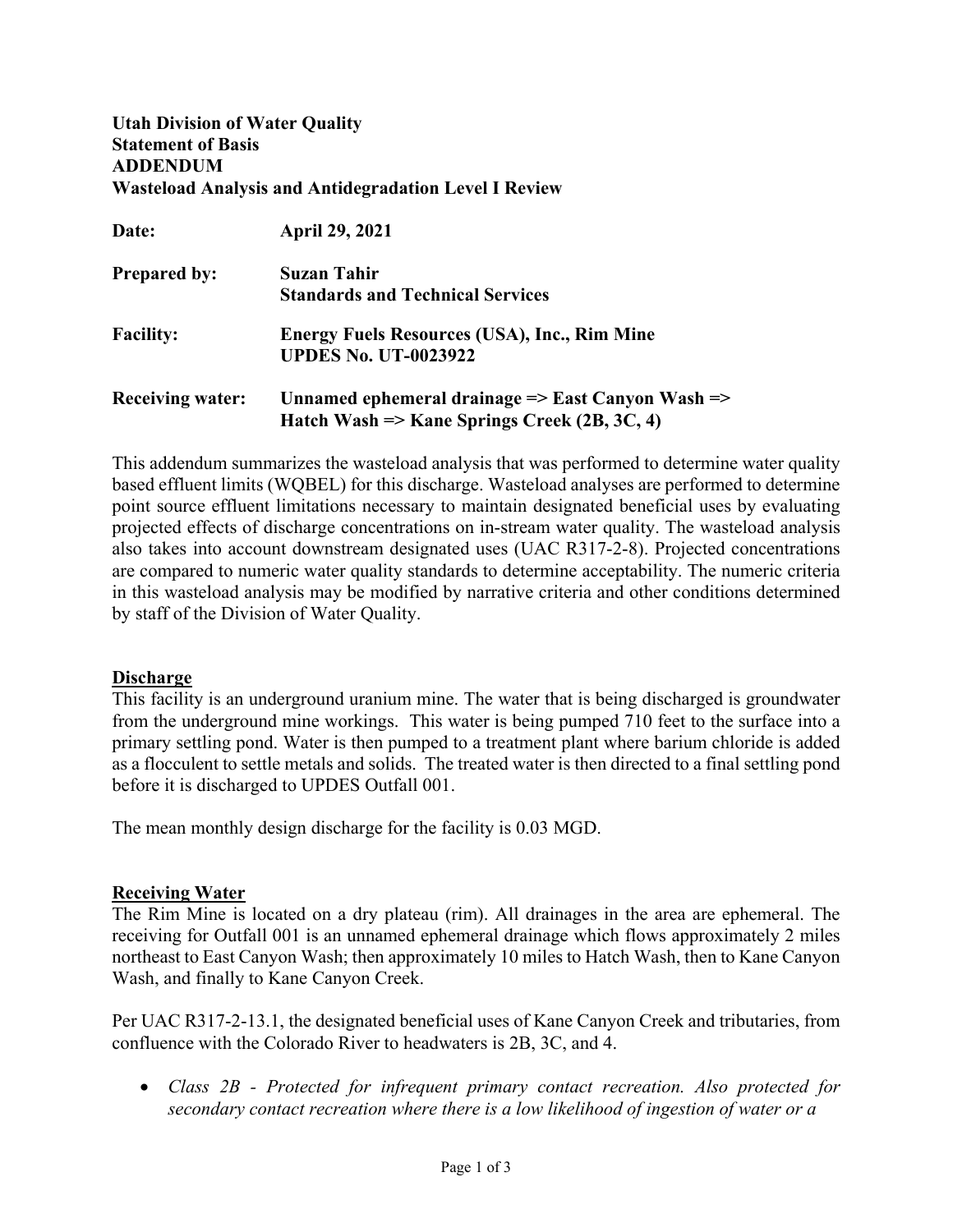**Utah Division of Water Quality**
**Statement of Basis**
**ADDENDUM**
**Wasteload Analysis and Antidegradation Level I Review**

| | |
|---|---|
| **Date:** | **April 29, 2021** |
| **Prepared by:** | **Suzan Tahir**<br>**Standards and Technical Services** |
| **Facility:** | **Energy Fuels Resources (USA), Inc., Rim Mine**<br>**UPDES No. UT-0023922** |
| **Receiving water:** | **Unnamed ephemeral drainage => East Canyon Wash => Hatch Wash => Kane Springs Creek (2B, 3C, 4)** |

This addendum summarizes the wasteload analysis that was performed to determine water quality based effluent limits (WQBEL) for this discharge. Wasteload analyses are performed to determine point source effluent limitations necessary to maintain designated beneficial uses by evaluating projected effects of discharge concentrations on in-stream water quality. The wasteload analysis also takes into account downstream designated uses (UAC R317-2-8). Projected concentrations are compared to numeric water quality standards to determine acceptability. The numeric criteria in this wasteload analysis may be modified by narrative criteria and other conditions determined by staff of the Division of Water Quality.

## Discharge

This facility is an underground uranium mine. The water that is being discharged is groundwater from the underground mine workings. This water is being pumped 710 feet to the surface into a primary settling pond. Water is then pumped to a treatment plant where barium chloride is added as a flocculent to settle metals and solids. The treated water is then directed to a final settling pond before it is discharged to UPDES Outfall 001.

The mean monthly design discharge for the facility is 0.03 MGD.

## Receiving Water

The Rim Mine is located on a dry plateau (rim). All drainages in the area are ephemeral. The receiving for Outfall 001 is an unnamed ephemeral drainage which flows approximately 2 miles northeast to East Canyon Wash; then approximately 10 miles to Hatch Wash, then to Kane Canyon Wash, and finally to Kane Canyon Creek.

Per UAC R317-2-13.1, the designated beneficial uses of Kane Canyon Creek and tributaries, from confluence with the Colorado River to headwaters is 2B, 3C, and 4.

- *Class 2B - Protected for infrequent primary contact recreation. Also protected for secondary contact recreation where there is a low likelihood of ingestion of water or a*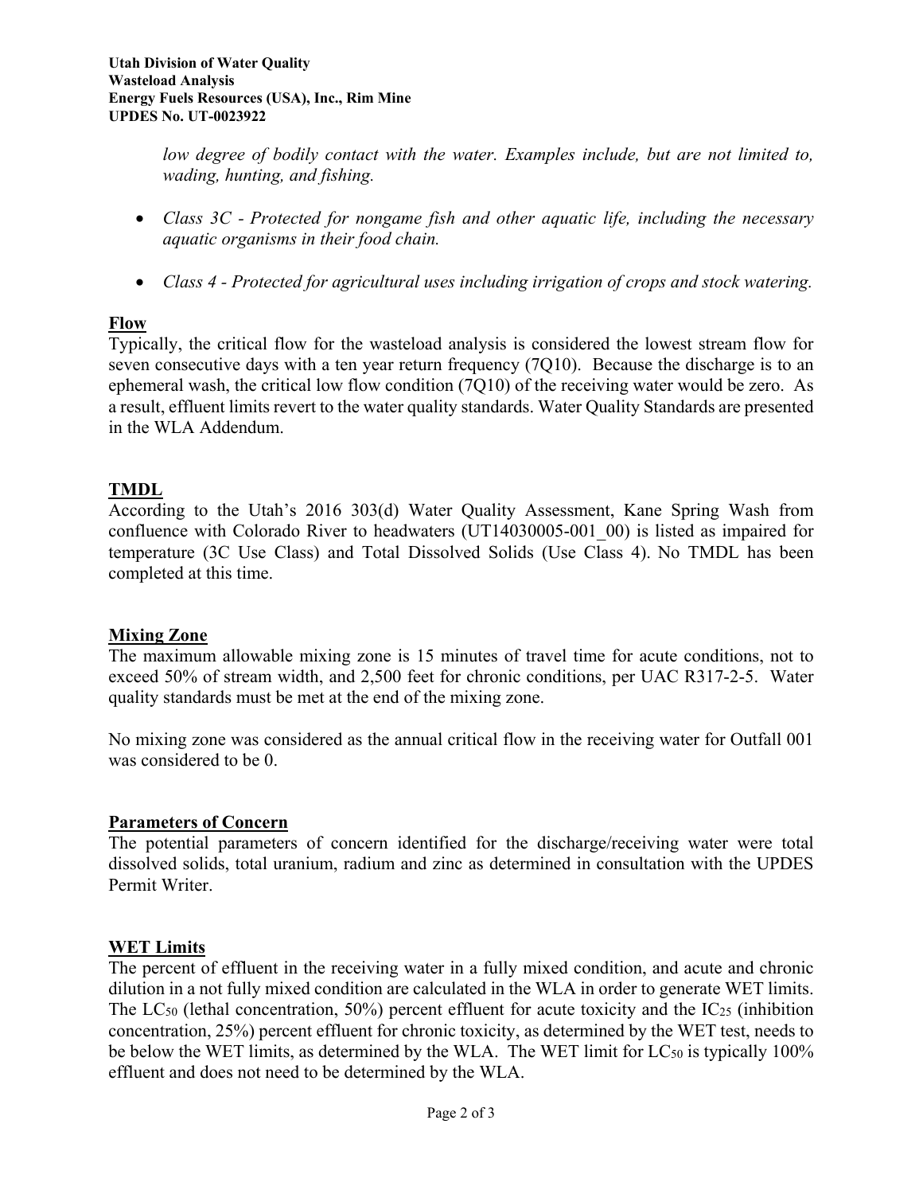*low degree of bodily contact with the water. Examples include, but are not limited to, wading, hunting, and fishing.*

- *Class 3C - Protected for nongame fish and other aquatic life, including the necessary aquatic organisms in their food chain.*

- *Class 4 - Protected for agricultural uses including irrigation of crops and stock watering.*

## Flow

Typically, the critical flow for the wasteload analysis is considered the lowest stream flow for seven consecutive days with a ten year return frequency (7Q10). Because the discharge is to an ephemeral wash, the critical low flow condition (7Q10) of the receiving water would be zero. As a result, effluent limits revert to the water quality standards. Water Quality Standards are presented in the WLA Addendum.

## TMDL

According to the Utah's 2016 303(d) Water Quality Assessment, Kane Spring Wash from confluence with Colorado River to headwaters (UT14030005-001_00) is listed as impaired for temperature (3C Use Class) and Total Dissolved Solids (Use Class 4). No TMDL has been completed at this time.

## Mixing Zone

The maximum allowable mixing zone is 15 minutes of travel time for acute conditions, not to exceed 50% of stream width, and 2,500 feet for chronic conditions, per UAC R317-2-5. Water quality standards must be met at the end of the mixing zone.

No mixing zone was considered as the annual critical flow in the receiving water for Outfall 001 was considered to be 0.

## Parameters of Concern

The potential parameters of concern identified for the discharge/receiving water were total dissolved solids, total uranium, radium and zinc as determined in consultation with the UPDES Permit Writer.

## WET Limits

The percent of effluent in the receiving water in a fully mixed condition, and acute and chronic dilution in a not fully mixed condition are calculated in the WLA in order to generate WET limits. The $LC_{50}$ (lethal concentration, 50%) percent effluent for acute toxicity and the $IC_{25}$ (inhibition concentration, 25%) percent effluent for chronic toxicity, as determined by the WET test, needs to be below the WET limits, as determined by the WLA. The WET limit for $LC_{50}$ is typically 100% effluent and does not need to be determined by the WLA.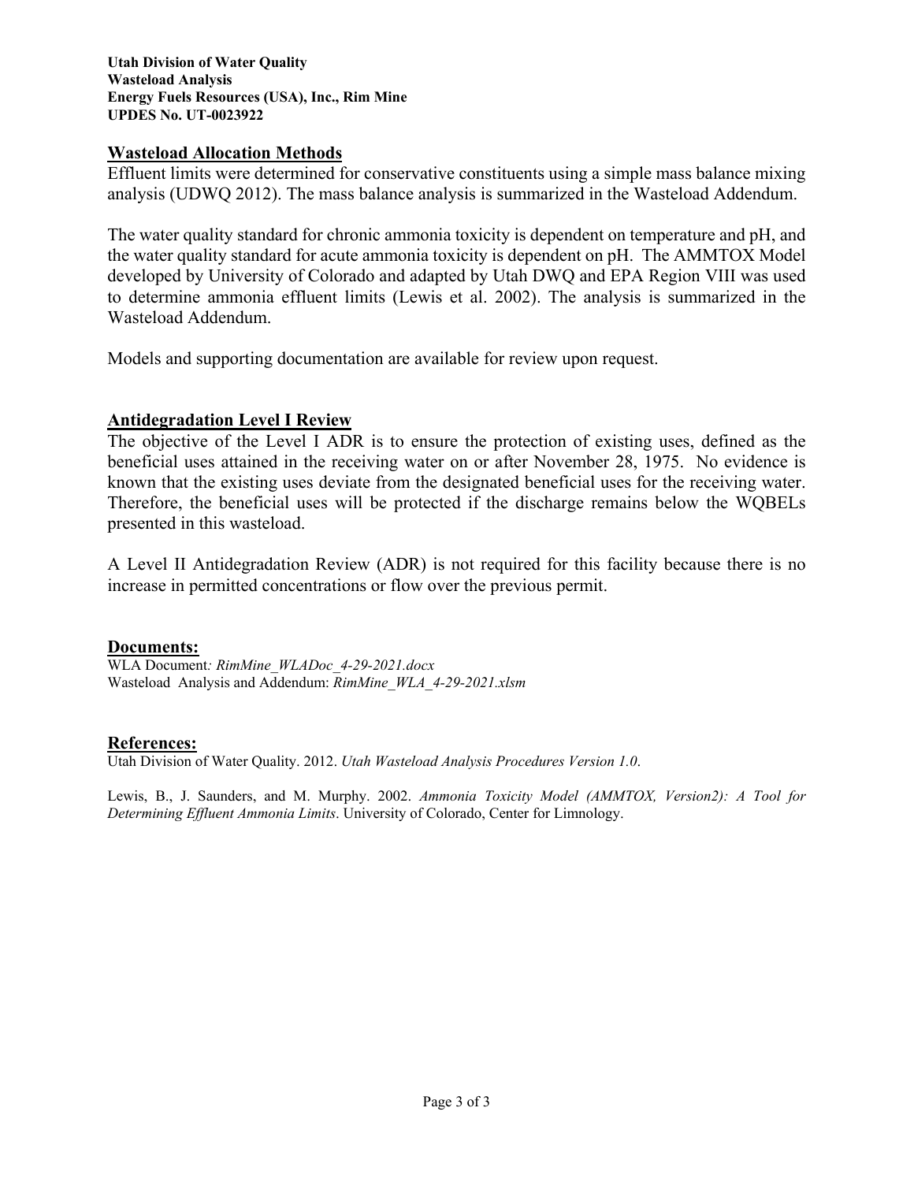## Wasteload Allocation Methods

Effluent limits were determined for conservative constituents using a simple mass balance mixing analysis (UDWQ 2012). The mass balance analysis is summarized in the Wasteload Addendum.

The water quality standard for chronic ammonia toxicity is dependent on temperature and pH, and the water quality standard for acute ammonia toxicity is dependent on pH. The AMMTOX Model developed by University of Colorado and adapted by Utah DWQ and EPA Region VIII was used to determine ammonia effluent limits (Lewis et al. 2002). The analysis is summarized in the Wasteload Addendum.

Models and supporting documentation are available for review upon request.

## Antidegradation Level I Review

The objective of the Level I ADR is to ensure the protection of existing uses, defined as the beneficial uses attained in the receiving water on or after November 28, 1975. No evidence is known that the existing uses deviate from the designated beneficial uses for the receiving water. Therefore, the beneficial uses will be protected if the discharge remains below the WQBELs presented in this wasteload.

A Level II Antidegradation Review (ADR) is not required for this facility because there is no increase in permitted concentrations or flow over the previous permit.

## Documents:

WLA Document*: RimMine_WLADoc_4-29-2021.docx*
Wasteload Analysis and Addendum: *RimMine_WLA_4-29-2021.xlsm*

## References:

Utah Division of Water Quality. 2012. *Utah Wasteload Analysis Procedures Version 1.0*.

Lewis, B., J. Saunders, and M. Murphy. 2002. *Ammonia Toxicity Model (AMMTOX, Version2): A Tool for Determining Effluent Ammonia Limits*. University of Colorado, Center for Limnology.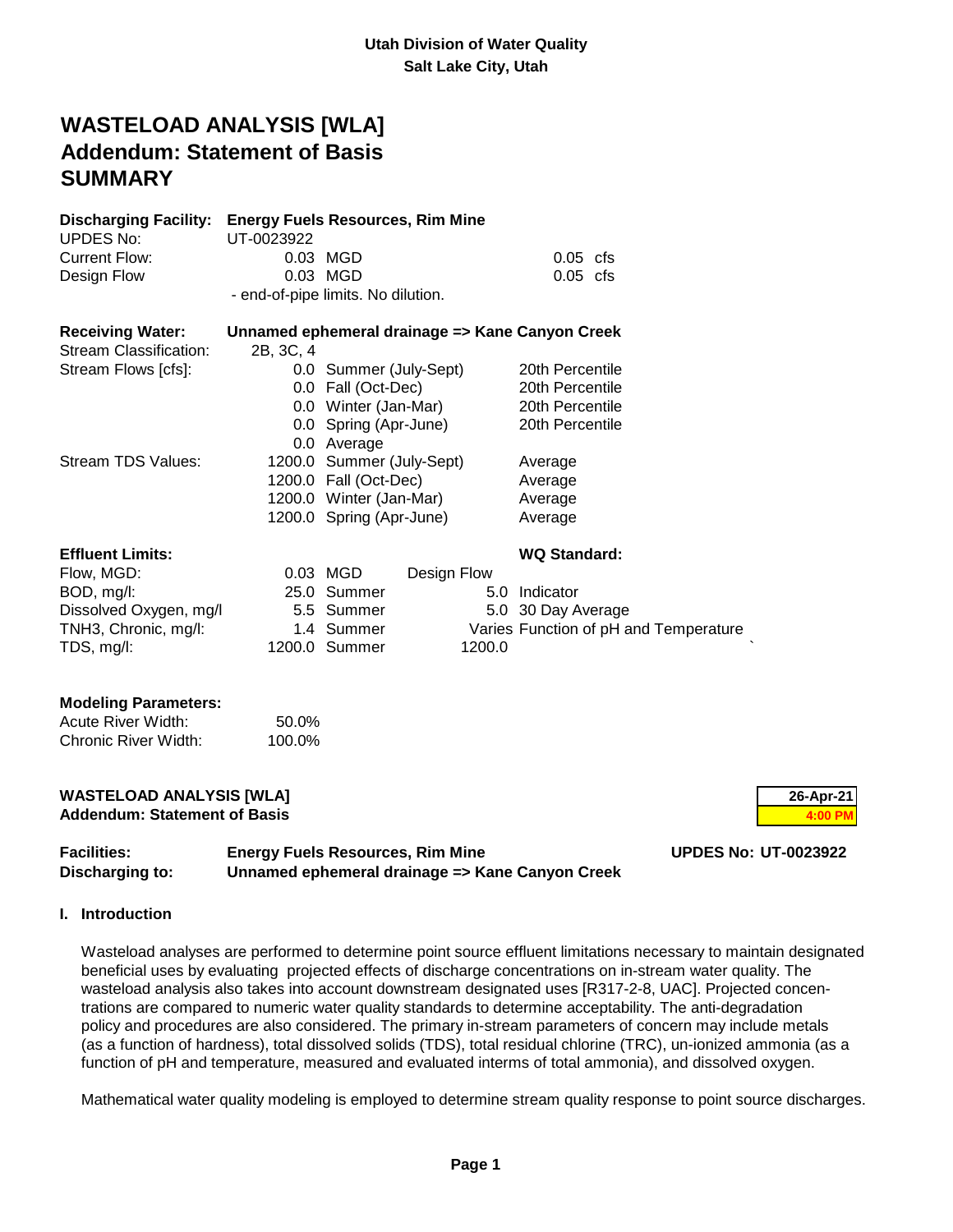**Utah Division of Water Quality**
**Salt Lake City, Utah**

# WASTELOAD ANALYSIS [WLA]
# Addendum: Statement of Basis
# SUMMARY

| | | | | |
|---|---|---|---|---|
| **Discharging Facility:** | **Energy Fuels Resources, Rim Mine** | | | |
| UPDES No: | UT-0023922 | | | |
| Current Flow: | 0.03 MGD | | 0.05 cfs | |
| Design Flow | 0.03 MGD | | 0.05 cfs | |
| | - end-of-pipe limits. No dilution. | | | |

| | | | |
|---|---|---|---|
| **Receiving Water:** | **Unnamed ephemeral drainage => Kane Canyon Creek** | | |
| Stream Classification: | 2B, 3C, 4 | | |
| Stream Flows [cfs]: | 0.0 | Summer (July-Sept) | 20th Percentile |
| | 0.0 | Fall (Oct-Dec) | 20th Percentile |
| | 0.0 | Winter (Jan-Mar) | 20th Percentile |
| | 0.0 | Spring (Apr-June) | 20th Percentile |
| | 0.0 | Average | |
| Stream TDS Values: | 1200.0 | Summer (July-Sept) | Average |
| | 1200.0 | Fall (Oct-Dec) | Average |
| | 1200.0 | Winter (Jan-Mar) | Average |
| | 1200.0 | Spring (Apr-June) | Average |

| **Effluent Limits:** | | | | **WQ Standard:** |
|---|---|---|---|---|
| Flow, MGD: | 0.03 | MGD | Design Flow | |
| BOD, mg/l: | 25.0 | Summer | 5.0 | Indicator |
| Dissolved Oxygen, mg/l | 5.5 | Summer | 5.0 | 30 Day Average |
| TNH3, Chronic, mg/l: | 1.4 | Summer | Varies | Function of pH and Temperature |
| TDS, mg/l: | 1200.0 | Summer | 1200.0 | |

**Modeling Parameters:**

| | |
|---|---|
| Acute River Width: | 50.0% |
| Chronic River Width: | 100.0% |

**WASTELOAD ANALYSIS [WLA]**
**Addendum: Statement of Basis**

26-Apr-21
4:00 PM

**Facilities:** **Energy Fuels Resources, Rim Mine** **UPDES No: UT-0023922**
**Discharging to:** **Unnamed ephemeral drainage => Kane Canyon Creek**

### I. Introduction

Wasteload analyses are performed to determine point source effluent limitations necessary to maintain designated beneficial uses by evaluating projected effects of discharge concentrations on in-stream water quality. The wasteload analysis also takes into account downstream designated uses [R317-2-8, UAC]. Projected concentrations are compared to numeric water quality standards to determine acceptability. The anti-degradation policy and procedures are also considered. The primary in-stream parameters of concern may include metals (as a function of hardness), total dissolved solids (TDS), total residual chlorine (TRC), un-ionized ammonia (as a function of pH and temperature, measured and evaluated interms of total ammonia), and dissolved oxygen.

Mathematical water quality modeling is employed to determine stream quality response to point source discharges.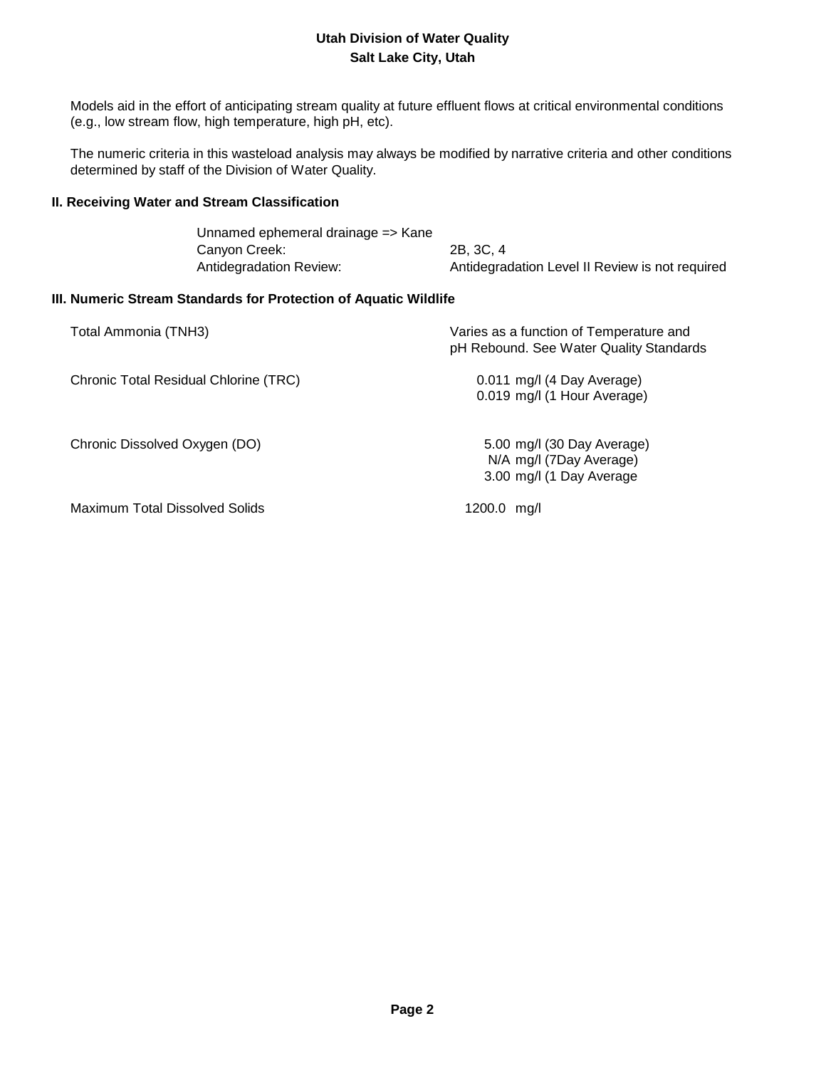**Utah Division of Water Quality**
**Salt Lake City, Utah**

Models aid in the effort of anticipating stream quality at future effluent flows at critical environmental conditions (e.g., low stream flow, high temperature, high pH, etc).

The numeric criteria in this wasteload analysis may always be modified by narrative criteria and other conditions determined by staff of the Division of Water Quality.

### II. Receiving Water and Stream Classification

| | |
|---|---|
| Unnamed ephemeral drainage => Kane Canyon Creek: | 2B, 3C, 4 |
| Antidegradation Review: | Antidegradation Level II Review is not required |

### III. Numeric Stream Standards for Protection of Aquatic Wildlife

| | |
|---|---|
| Total Ammonia (TNH3) | Varies as a function of Temperature and pH Rebound. See Water Quality Standards |
| Chronic Total Residual Chlorine (TRC) | 0.011 mg/l (4 Day Average)<br>0.019 mg/l (1 Hour Average) |
| Chronic Dissolved Oxygen (DO) | 5.00 mg/l (30 Day Average)<br>N/A mg/l (7Day Average)<br>3.00 mg/l (1 Day Average |
| Maximum Total Dissolved Solids | 1200.0 mg/l |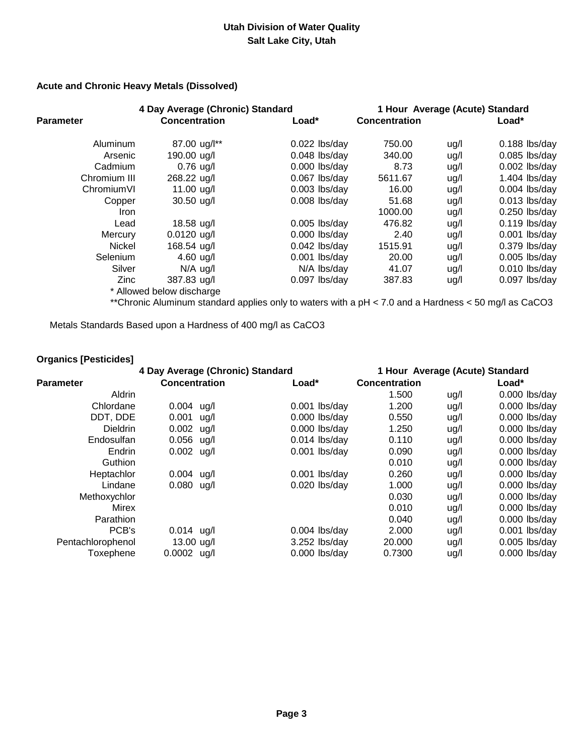**Utah Division of Water Quality**
**Salt Lake City, Utah**

### Acute and Chronic Heavy Metals (Dissolved)

| Parameter | 4 Day Average (Chronic) Standard Concentration | | Load* | | 1 Hour Average (Acute) Standard Concentration | | Load* | |
|---|---|---|---|---|---|---|---|---|
| Aluminum | 87.00 | ug/l** | 0.022 | lbs/day | 750.00 | ug/l | 0.188 | lbs/day |
| Arsenic | 190.00 | ug/l | 0.048 | lbs/day | 340.00 | ug/l | 0.085 | lbs/day |
| Cadmium | 0.76 | ug/l | 0.000 | lbs/day | 8.73 | ug/l | 0.002 | lbs/day |
| Chromium III | 268.22 | ug/l | 0.067 | lbs/day | 5611.67 | ug/l | 1.404 | lbs/day |
| ChromiumVI | 11.00 | ug/l | 0.003 | lbs/day | 16.00 | ug/l | 0.004 | lbs/day |
| Copper | 30.50 | ug/l | 0.008 | lbs/day | 51.68 | ug/l | 0.013 | lbs/day |
| Iron | | | | | 1000.00 | ug/l | 0.250 | lbs/day |
| Lead | 18.58 | ug/l | 0.005 | lbs/day | 476.82 | ug/l | 0.119 | lbs/day |
| Mercury | 0.0120 | ug/l | 0.000 | lbs/day | 2.40 | ug/l | 0.001 | lbs/day |
| Nickel | 168.54 | ug/l | 0.042 | lbs/day | 1515.91 | ug/l | 0.379 | lbs/day |
| Selenium | 4.60 | ug/l | 0.001 | lbs/day | 20.00 | ug/l | 0.005 | lbs/day |
| Silver | N/A | ug/l | N/A | lbs/day | 41.07 | ug/l | 0.010 | lbs/day |
| Zinc | 387.83 | ug/l | 0.097 | lbs/day | 387.83 | ug/l | 0.097 | lbs/day |

* Allowed below discharge

**Chronic Aluminum standard applies only to waters with a pH < 7.0 and a Hardness < 50 mg/l as $CaCO_3$

Metals Standards Based upon a Hardness of 400 mg/l as $CaCO_3$

### Organics [Pesticides]

| Parameter | 4 Day Average (Chronic) Standard Concentration | | Load* | | 1 Hour Average (Acute) Standard Concentration | | Load* | |
|---|---|---|---|---|---|---|---|---|
| Aldrin | | | | | 1.500 | ug/l | 0.000 | lbs/day |
| Chlordane | 0.004 | ug/l | 0.001 | lbs/day | 1.200 | ug/l | 0.000 | lbs/day |
| DDT, DDE | 0.001 | ug/l | 0.000 | lbs/day | 0.550 | ug/l | 0.000 | lbs/day |
| Dieldrin | 0.002 | ug/l | 0.000 | lbs/day | 1.250 | ug/l | 0.000 | lbs/day |
| Endosulfan | 0.056 | ug/l | 0.014 | lbs/day | 0.110 | ug/l | 0.000 | lbs/day |
| Endrin | 0.002 | ug/l | 0.001 | lbs/day | 0.090 | ug/l | 0.000 | lbs/day |
| Guthion | | | | | 0.010 | ug/l | 0.000 | lbs/day |
| Heptachlor | 0.004 | ug/l | 0.001 | lbs/day | 0.260 | ug/l | 0.000 | lbs/day |
| Lindane | 0.080 | ug/l | 0.020 | lbs/day | 1.000 | ug/l | 0.000 | lbs/day |
| Methoxychlor | | | | | 0.030 | ug/l | 0.000 | lbs/day |
| Mirex | | | | | 0.010 | ug/l | 0.000 | lbs/day |
| Parathion | | | | | 0.040 | ug/l | 0.000 | lbs/day |
| PCB's | 0.014 | ug/l | 0.004 | lbs/day | 2.000 | ug/l | 0.001 | lbs/day |
| Pentachlorophenol | 13.00 | ug/l | 3.252 | lbs/day | 20.000 | ug/l | 0.005 | lbs/day |
| Toxephene | 0.0002 | ug/l | 0.000 | lbs/day | 0.7300 | ug/l | 0.000 | lbs/day |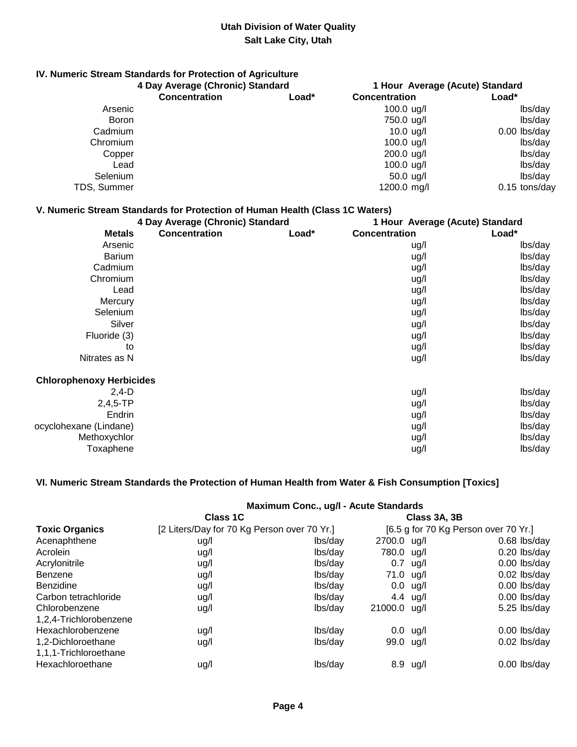**Utah Division of Water Quality**
**Salt Lake City, Utah**

### IV. Numeric Stream Standards for Protection of Agriculture

| | 4 Day Average (Chronic) Standard | | 1 Hour Average (Acute) Standard | |
|---|---|---|---|---|
| | Concentration | Load* | Concentration | Load* |
| Arsenic | | | 100.0 ug/l | lbs/day |
| Boron | | | 750.0 ug/l | lbs/day |
| Cadmium | | | 10.0 ug/l | 0.00 lbs/day |
| Chromium | | | 100.0 ug/l | lbs/day |
| Copper | | | 200.0 ug/l | lbs/day |
| Lead | | | 100.0 ug/l | lbs/day |
| Selenium | | | 50.0 ug/l | lbs/day |
| TDS, Summer | | | 1200.0 mg/l | 0.15 tons/day |

### V. Numeric Stream Standards for Protection of Human Health (Class 1C Waters)

| | 4 Day Average (Chronic) Standard | | 1 Hour Average (Acute) Standard | |
|---|---|---|---|---|
| **Metals** | Concentration | Load* | Concentration | Load* |
| Arsenic | | | ug/l | lbs/day |
| Barium | | | ug/l | lbs/day |
| Cadmium | | | ug/l | lbs/day |
| Chromium | | | ug/l | lbs/day |
| Lead | | | ug/l | lbs/day |
| Mercury | | | ug/l | lbs/day |
| Selenium | | | ug/l | lbs/day |
| Silver | | | ug/l | lbs/day |
| Fluoride (3) | | | ug/l | lbs/day |
| to | | | ug/l | lbs/day |
| Nitrates as N | | | ug/l | lbs/day |
| **Chlorophenoxy Herbicides** | | | | |
| 2,4-D | | | ug/l | lbs/day |
| 2,4,5-TP | | | ug/l | lbs/day |
| Endrin | | | ug/l | lbs/day |
| ocyclohexane (Lindane) | | | ug/l | lbs/day |
| Methoxychlor | | | ug/l | lbs/day |
| Toxaphene | | | ug/l | lbs/day |

### VI. Numeric Stream Standards the Protection of Human Health from Water & Fish Consumption [Toxics]

| | Maximum Conc., ug/l - Acute Standards | | | |
|---|---|---|---|---|
| | Class 1C | | Class 3A, 3B | |
| **Toxic Organics** | [2 Liters/Day for 70 Kg Person over 70 Yr.] | | [6.5 g for 70 Kg Person over 70 Yr.] | |
| Acenaphthene | ug/l | lbs/day | 2700.0 ug/l | 0.68 lbs/day |
| Acrolein | ug/l | lbs/day | 780.0 ug/l | 0.20 lbs/day |
| Acrylonitrile | ug/l | lbs/day | 0.7 ug/l | 0.00 lbs/day |
| Benzene | ug/l | lbs/day | 71.0 ug/l | 0.02 lbs/day |
| Benzidine | ug/l | lbs/day | 0.0 ug/l | 0.00 lbs/day |
| Carbon tetrachloride | ug/l | lbs/day | 4.4 ug/l | 0.00 lbs/day |
| Chlorobenzene | ug/l | lbs/day | 21000.0 ug/l | 5.25 lbs/day |
| 1,2,4-Trichlorobenzene | | | | |
| Hexachlorobenzene | ug/l | lbs/day | 0.0 ug/l | 0.00 lbs/day |
| 1,2-Dichloroethane | ug/l | lbs/day | 99.0 ug/l | 0.02 lbs/day |
| 1,1,1-Trichloroethane | | | | |
| Hexachloroethane | ug/l | lbs/day | 8.9 ug/l | 0.00 lbs/day |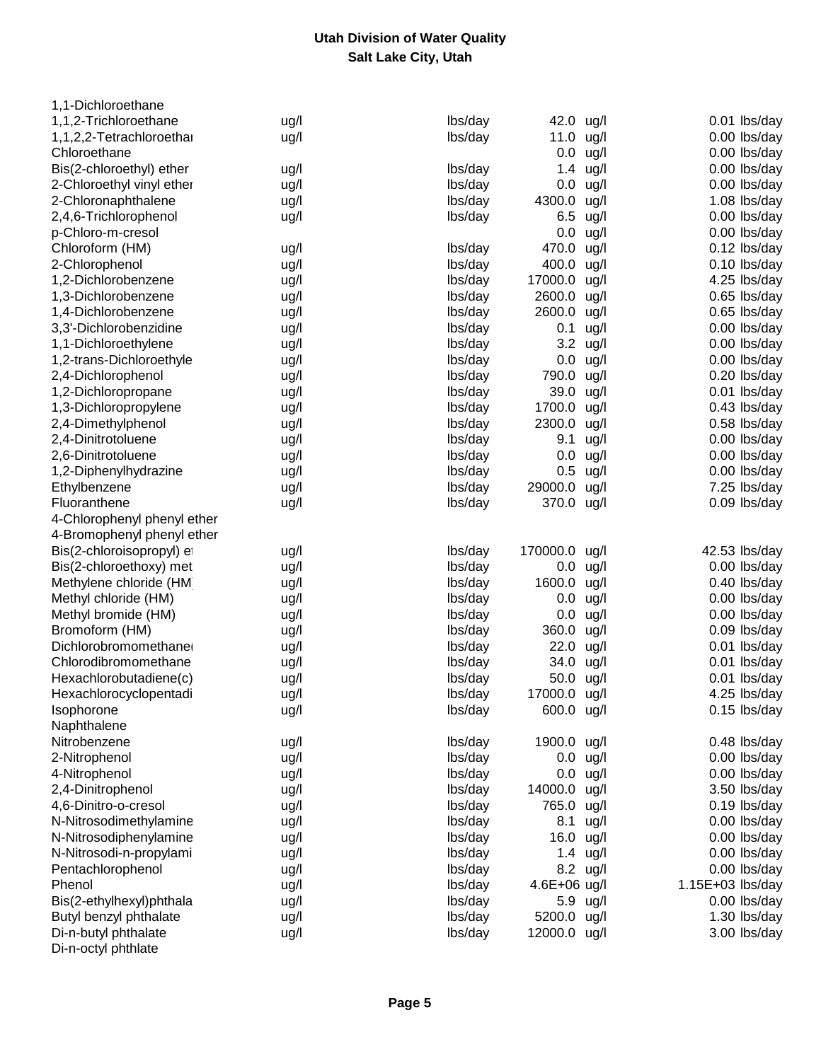**Utah Division of Water Quality**
**Salt Lake City, Utah**

| | | | | | | |
|---|---|---|---|---|---|---|
| 1,1-Dichloroethane | | | | | | |
| 1,1,2-Trichloroethane | ug/l | lbs/day | 42.0 | ug/l | 0.01 | lbs/day |
| 1,1,2,2-Tetrachloroethar | ug/l | lbs/day | 11.0 | ug/l | 0.00 | lbs/day |
| Chloroethane | | | 0.0 | ug/l | 0.00 | lbs/day |
| Bis(2-chloroethyl) ether | ug/l | lbs/day | 1.4 | ug/l | 0.00 | lbs/day |
| 2-Chloroethyl vinyl ether | ug/l | lbs/day | 0.0 | ug/l | 0.00 | lbs/day |
| 2-Chloronaphthalene | ug/l | lbs/day | 4300.0 | ug/l | 1.08 | lbs/day |
| 2,4,6-Trichlorophenol | ug/l | lbs/day | 6.5 | ug/l | 0.00 | lbs/day |
| p-Chloro-m-cresol | | | 0.0 | ug/l | 0.00 | lbs/day |
| Chloroform (HM) | ug/l | lbs/day | 470.0 | ug/l | 0.12 | lbs/day |
| 2-Chlorophenol | ug/l | lbs/day | 400.0 | ug/l | 0.10 | lbs/day |
| 1,2-Dichlorobenzene | ug/l | lbs/day | 17000.0 | ug/l | 4.25 | lbs/day |
| 1,3-Dichlorobenzene | ug/l | lbs/day | 2600.0 | ug/l | 0.65 | lbs/day |
| 1,4-Dichlorobenzene | ug/l | lbs/day | 2600.0 | ug/l | 0.65 | lbs/day |
| 3,3'-Dichlorobenzidine | ug/l | lbs/day | 0.1 | ug/l | 0.00 | lbs/day |
| 1,1-Dichloroethylene | ug/l | lbs/day | 3.2 | ug/l | 0.00 | lbs/day |
| 1,2-trans-Dichloroethyle | ug/l | lbs/day | 0.0 | ug/l | 0.00 | lbs/day |
| 2,4-Dichlorophenol | ug/l | lbs/day | 790.0 | ug/l | 0.20 | lbs/day |
| 1,2-Dichloropropane | ug/l | lbs/day | 39.0 | ug/l | 0.01 | lbs/day |
| 1,3-Dichloropropylene | ug/l | lbs/day | 1700.0 | ug/l | 0.43 | lbs/day |
| 2,4-Dimethylphenol | ug/l | lbs/day | 2300.0 | ug/l | 0.58 | lbs/day |
| 2,4-Dinitrotoluene | ug/l | lbs/day | 9.1 | ug/l | 0.00 | lbs/day |
| 2,6-Dinitrotoluene | ug/l | lbs/day | 0.0 | ug/l | 0.00 | lbs/day |
| 1,2-Diphenylhydrazine | ug/l | lbs/day | 0.5 | ug/l | 0.00 | lbs/day |
| Ethylbenzene | ug/l | lbs/day | 29000.0 | ug/l | 7.25 | lbs/day |
| Fluoranthene | ug/l | lbs/day | 370.0 | ug/l | 0.09 | lbs/day |
| 4-Chlorophenyl phenyl ether | | | | | | |
| 4-Bromophenyl phenyl ether | | | | | | |
| Bis(2-chloroisopropyl) et | ug/l | lbs/day | 170000.0 | ug/l | 42.53 | lbs/day |
| Bis(2-chloroethoxy) met | ug/l | lbs/day | 0.0 | ug/l | 0.00 | lbs/day |
| Methylene chloride (HM | ug/l | lbs/day | 1600.0 | ug/l | 0.40 | lbs/day |
| Methyl chloride (HM) | ug/l | lbs/day | 0.0 | ug/l | 0.00 | lbs/day |
| Methyl bromide (HM) | ug/l | lbs/day | 0.0 | ug/l | 0.00 | lbs/day |
| Bromoform (HM) | ug/l | lbs/day | 360.0 | ug/l | 0.09 | lbs/day |
| Dichlorobromomethane | ug/l | lbs/day | 22.0 | ug/l | 0.01 | lbs/day |
| Chlorodibromomethane | ug/l | lbs/day | 34.0 | ug/l | 0.01 | lbs/day |
| Hexachlorobutadiene(c) | ug/l | lbs/day | 50.0 | ug/l | 0.01 | lbs/day |
| Hexachlorocyclopentadi | ug/l | lbs/day | 17000.0 | ug/l | 4.25 | lbs/day |
| Isophorone | ug/l | lbs/day | 600.0 | ug/l | 0.15 | lbs/day |
| Naphthalene | | | | | | |
| Nitrobenzene | ug/l | lbs/day | 1900.0 | ug/l | 0.48 | lbs/day |
| 2-Nitrophenol | ug/l | lbs/day | 0.0 | ug/l | 0.00 | lbs/day |
| 4-Nitrophenol | ug/l | lbs/day | 0.0 | ug/l | 0.00 | lbs/day |
| 2,4-Dinitrophenol | ug/l | lbs/day | 14000.0 | ug/l | 3.50 | lbs/day |
| 4,6-Dinitro-o-cresol | ug/l | lbs/day | 765.0 | ug/l | 0.19 | lbs/day |
| N-Nitrosodimethylamine | ug/l | lbs/day | 8.1 | ug/l | 0.00 | lbs/day |
| N-Nitrosodiphenylamine | ug/l | lbs/day | 16.0 | ug/l | 0.00 | lbs/day |
| N-Nitrosodi-n-propylami | ug/l | lbs/day | 1.4 | ug/l | 0.00 | lbs/day |
| Pentachlorophenol | ug/l | lbs/day | 8.2 | ug/l | 0.00 | lbs/day |
| Phenol | ug/l | lbs/day | 4.6E+06 | ug/l | 1.15E+03 | lbs/day |
| Bis(2-ethylhexyl)phthala | ug/l | lbs/day | 5.9 | ug/l | 0.00 | lbs/day |
| Butyl benzyl phthalate | ug/l | lbs/day | 5200.0 | ug/l | 1.30 | lbs/day |
| Di-n-butyl phthalate | ug/l | lbs/day | 12000.0 | ug/l | 3.00 | lbs/day |
| Di-n-octyl phthlate | | | | | | |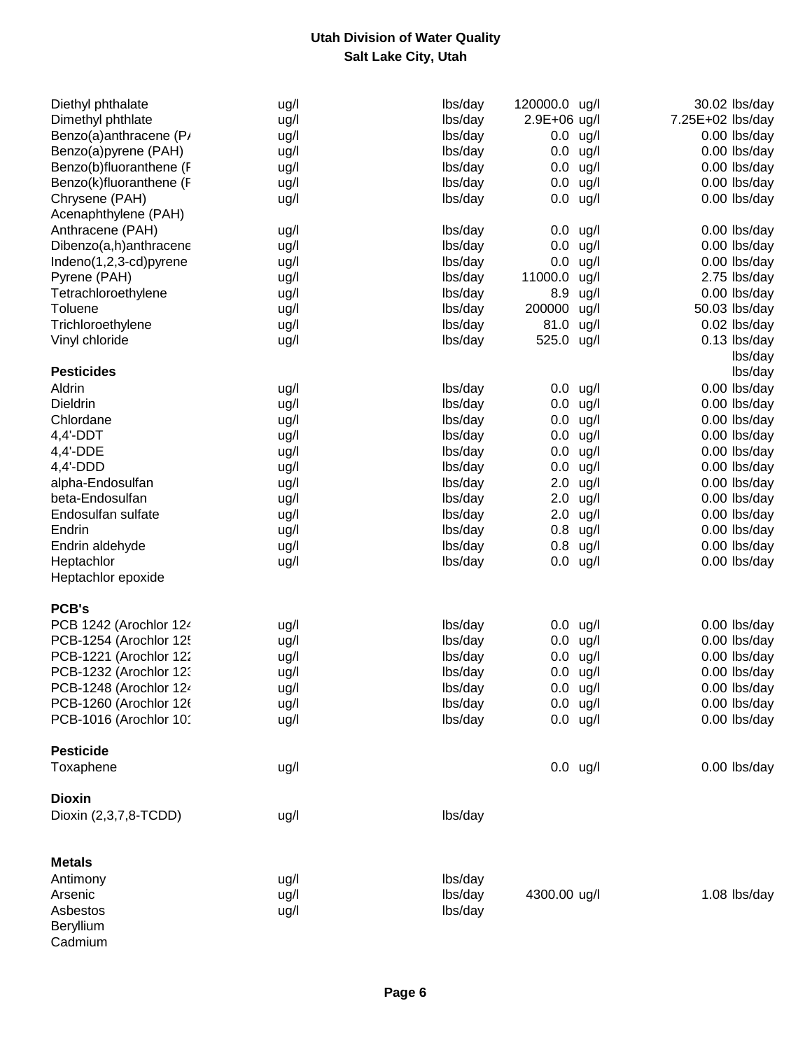**Utah Division of Water Quality**
**Salt Lake City, Utah**

| | | | | | |
|---|---|---|---|---|---|
| Diethyl phthalate | ug/l | lbs/day | 120000.0 | ug/l | 30.02 lbs/day |
| Dimethyl phthlate | ug/l | lbs/day | 2.9E+06 | ug/l | 7.25E+02 lbs/day |
| Benzo(a)anthracene (PA | ug/l | lbs/day | 0.0 | ug/l | 0.00 lbs/day |
| Benzo(a)pyrene (PAH) | ug/l | lbs/day | 0.0 | ug/l | 0.00 lbs/day |
| Benzo(b)fluoranthene (F | ug/l | lbs/day | 0.0 | ug/l | 0.00 lbs/day |
| Benzo(k)fluoranthene (F | ug/l | lbs/day | 0.0 | ug/l | 0.00 lbs/day |
| Chrysene (PAH) | ug/l | lbs/day | 0.0 | ug/l | 0.00 lbs/day |
| Acenaphthylene (PAH) | | | | | |
| Anthracene (PAH) | ug/l | lbs/day | 0.0 | ug/l | 0.00 lbs/day |
| Dibenzo(a,h)anthracene | ug/l | lbs/day | 0.0 | ug/l | 0.00 lbs/day |
| Indeno(1,2,3-cd)pyrene | ug/l | lbs/day | 0.0 | ug/l | 0.00 lbs/day |
| Pyrene (PAH) | ug/l | lbs/day | 11000.0 | ug/l | 2.75 lbs/day |
| Tetrachloroethylene | ug/l | lbs/day | 8.9 | ug/l | 0.00 lbs/day |
| Toluene | ug/l | lbs/day | 200000 | ug/l | 50.03 lbs/day |
| Trichloroethylene | ug/l | lbs/day | 81.0 | ug/l | 0.02 lbs/day |
| Vinyl chloride | ug/l | lbs/day | 525.0 | ug/l | 0.13 lbs/day |
| | | | | | lbs/day |
| **Pesticides** | | | | | lbs/day |
| Aldrin | ug/l | lbs/day | 0.0 | ug/l | 0.00 lbs/day |
| Dieldrin | ug/l | lbs/day | 0.0 | ug/l | 0.00 lbs/day |
| Chlordane | ug/l | lbs/day | 0.0 | ug/l | 0.00 lbs/day |
| 4,4'-DDT | ug/l | lbs/day | 0.0 | ug/l | 0.00 lbs/day |
| 4,4'-DDE | ug/l | lbs/day | 0.0 | ug/l | 0.00 lbs/day |
| 4,4'-DDD | ug/l | lbs/day | 0.0 | ug/l | 0.00 lbs/day |
| alpha-Endosulfan | ug/l | lbs/day | 2.0 | ug/l | 0.00 lbs/day |
| beta-Endosulfan | ug/l | lbs/day | 2.0 | ug/l | 0.00 lbs/day |
| Endosulfan sulfate | ug/l | lbs/day | 2.0 | ug/l | 0.00 lbs/day |
| Endrin | ug/l | lbs/day | 0.8 | ug/l | 0.00 lbs/day |
| Endrin aldehyde | ug/l | lbs/day | 0.8 | ug/l | 0.00 lbs/day |
| Heptachlor | ug/l | lbs/day | 0.0 | ug/l | 0.00 lbs/day |
| Heptachlor epoxide | | | | | |
| **PCB's** | | | | | |
| PCB 1242 (Arochlor 124 | ug/l | lbs/day | 0.0 | ug/l | 0.00 lbs/day |
| PCB-1254 (Arochlor 125 | ug/l | lbs/day | 0.0 | ug/l | 0.00 lbs/day |
| PCB-1221 (Arochlor 122 | ug/l | lbs/day | 0.0 | ug/l | 0.00 lbs/day |
| PCB-1232 (Arochlor 123 | ug/l | lbs/day | 0.0 | ug/l | 0.00 lbs/day |
| PCB-1248 (Arochlor 124 | ug/l | lbs/day | 0.0 | ug/l | 0.00 lbs/day |
| PCB-1260 (Arochlor 126 | ug/l | lbs/day | 0.0 | ug/l | 0.00 lbs/day |
| PCB-1016 (Arochlor 101 | ug/l | lbs/day | 0.0 | ug/l | 0.00 lbs/day |
| **Pesticide** | | | | | |
| Toxaphene | ug/l | | 0.0 | ug/l | 0.00 lbs/day |
| **Dioxin** | | | | | |
| Dioxin (2,3,7,8-TCDD) | ug/l | lbs/day | | | |
| **Metals** | | | | | |
| Antimony | ug/l | lbs/day | | | |
| Arsenic | ug/l | lbs/day | 4300.00 | ug/l | 1.08 lbs/day |
| Asbestos | ug/l | lbs/day | | | |
| Beryllium | | | | | |
| Cadmium | | | | | |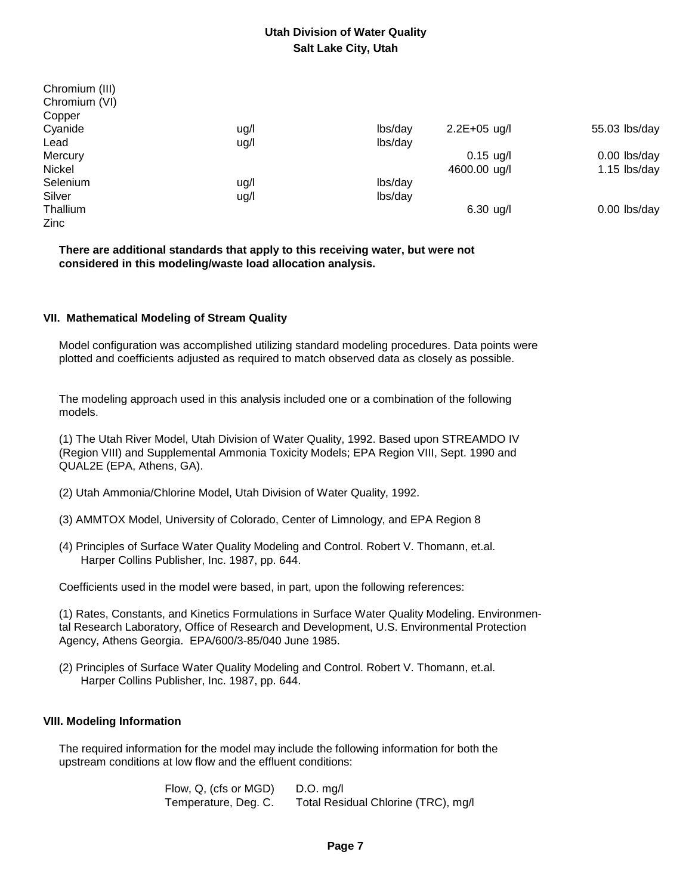| | | | | |
|---|---|---|---|---|
| Chromium (III) | | | | |
| Chromium (VI) | | | | |
| Copper | | | | |
| Cyanide | ug/l | lbs/day | 2.2E+05 ug/l | 55.03 lbs/day |
| Lead | ug/l | lbs/day | | |
| Mercury | | | 0.15 ug/l | 0.00 lbs/day |
| Nickel | | | 4600.00 ug/l | 1.15 lbs/day |
| Selenium | ug/l | lbs/day | | |
| Silver | ug/l | lbs/day | | |
| Thallium | | | 6.30 ug/l | 0.00 lbs/day |
| Zinc | | | | |

**There are additional standards that apply to this receiving water, but were not considered in this modeling/waste load allocation analysis.**

### VII. Mathematical Modeling of Stream Quality

Model configuration was accomplished utilizing standard modeling procedures. Data points were plotted and coefficients adjusted as required to match observed data as closely as possible.

The modeling approach used in this analysis included one or a combination of the following models.

(1) The Utah River Model, Utah Division of Water Quality, 1992. Based upon STREAMDO IV (Region VIII) and Supplemental Ammonia Toxicity Models; EPA Region VIII, Sept. 1990 and QUAL2E (EPA, Athens, GA).

(2) Utah Ammonia/Chlorine Model, Utah Division of Water Quality, 1992.

(3) AMMTOX Model, University of Colorado, Center of Limnology, and EPA Region 8

(4) Principles of Surface Water Quality Modeling and Control. Robert V. Thomann, et.al. Harper Collins Publisher, Inc. 1987, pp. 644.

Coefficients used in the model were based, in part, upon the following references:

(1) Rates, Constants, and Kinetics Formulations in Surface Water Quality Modeling. Environmental Research Laboratory, Office of Research and Development, U.S. Environmental Protection Agency, Athens Georgia. EPA/600/3-85/040 June 1985.

(2) Principles of Surface Water Quality Modeling and Control. Robert V. Thomann, et.al. Harper Collins Publisher, Inc. 1987, pp. 644.

### VIII. Modeling Information

The required information for the model may include the following information for both the upstream conditions at low flow and the effluent conditions:

| | |
|---|---|
| Flow, Q, (cfs or MGD) | D.O. mg/l |
| Temperature, Deg. C. | Total Residual Chlorine (TRC), mg/l |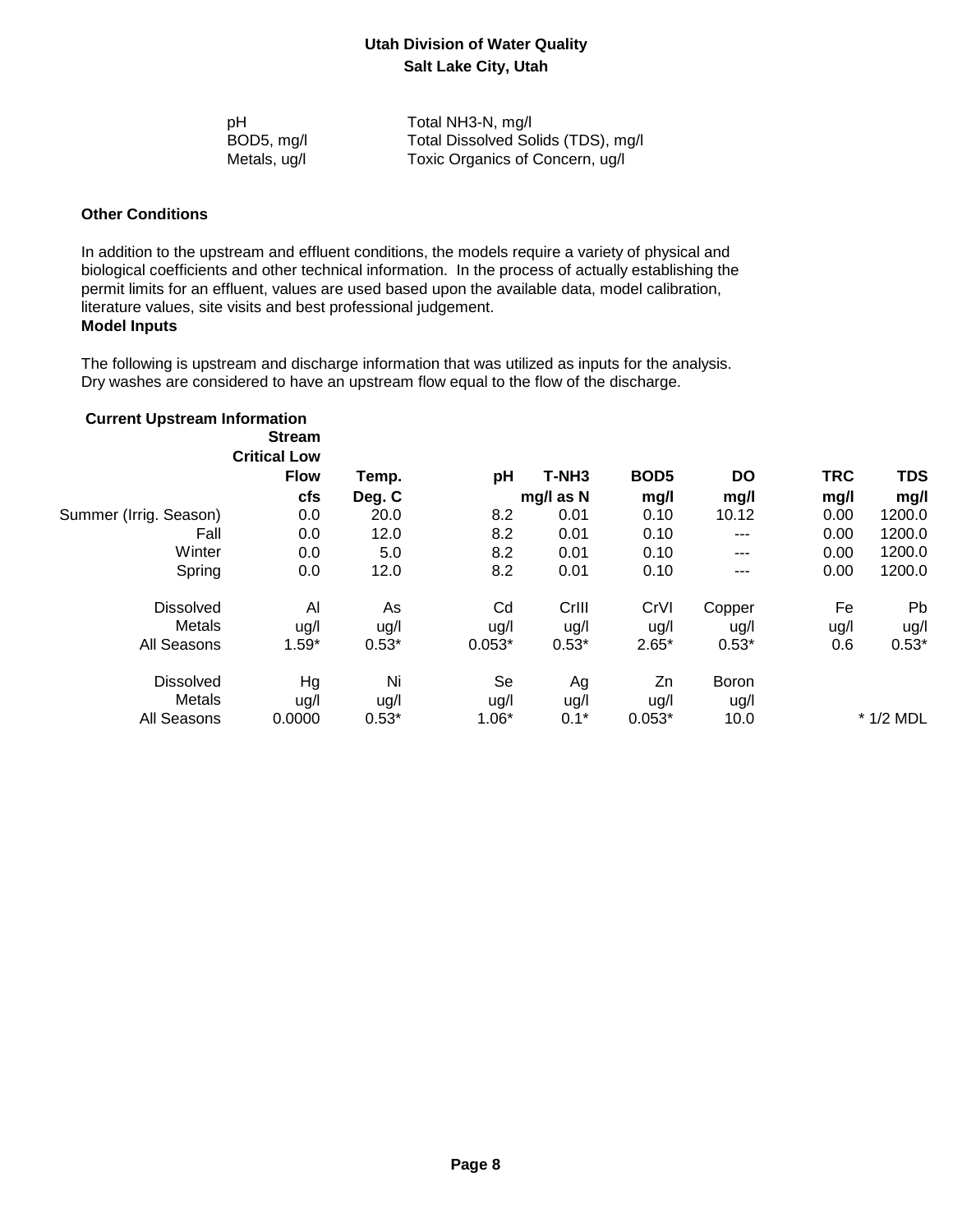pH | Total NH3-N, mg/l
BOD5, mg/l | Total Dissolved Solids (TDS), mg/l
Metals, ug/l | Toxic Organics of Concern, ug/l

### Other Conditions

In addition to the upstream and effluent conditions, the models require a variety of physical and biological coefficients and other technical information. In the process of actually establishing the permit limits for an effluent, values are used based upon the available data, model calibration, literature values, site visits and best professional judgement.

### Model Inputs

The following is upstream and discharge information that was utilized as inputs for the analysis. Dry washes are considered to have an upstream flow equal to the flow of the discharge.

**Current Upstream Information**

| | Stream Critical Low Flow | Temp. | pH | T-NH3 | BOD5 | DO | TRC | TDS |
|---|---|---|---|---|---|---|---|---|
| | cfs | Deg. C | | mg/l as N | mg/l | mg/l | mg/l | mg/l |
| Summer (Irrig. Season) | 0.0 | 20.0 | 8.2 | 0.01 | 0.10 | 10.12 | 0.00 | 1200.0 |
| Fall | 0.0 | 12.0 | 8.2 | 0.01 | 0.10 | --- | 0.00 | 1200.0 |
| Winter | 0.0 | 5.0 | 8.2 | 0.01 | 0.10 | --- | 0.00 | 1200.0 |
| Spring | 0.0 | 12.0 | 8.2 | 0.01 | 0.10 | --- | 0.00 | 1200.0 |

| Dissolved Metals | Al | As | Cd | CrIII | CrVI | Copper | Fe | Pb |
|---|---|---|---|---|---|---|---|---|
| | ug/l | ug/l | ug/l | ug/l | ug/l | ug/l | ug/l | ug/l |
| All Seasons | 1.59* | 0.53* | 0.053* | 0.53* | 2.65* | 0.53* | 0.6 | 0.53* |

| Dissolved Metals | Hg | Ni | Se | Ag | Zn | Boron |
|---|---|---|---|---|---|---|
| | ug/l | ug/l | ug/l | ug/l | ug/l | ug/l |
| All Seasons | 0.0000 | 0.53* | 1.06* | 0.1* | 0.053* | 10.0 |

* 1/2 MDL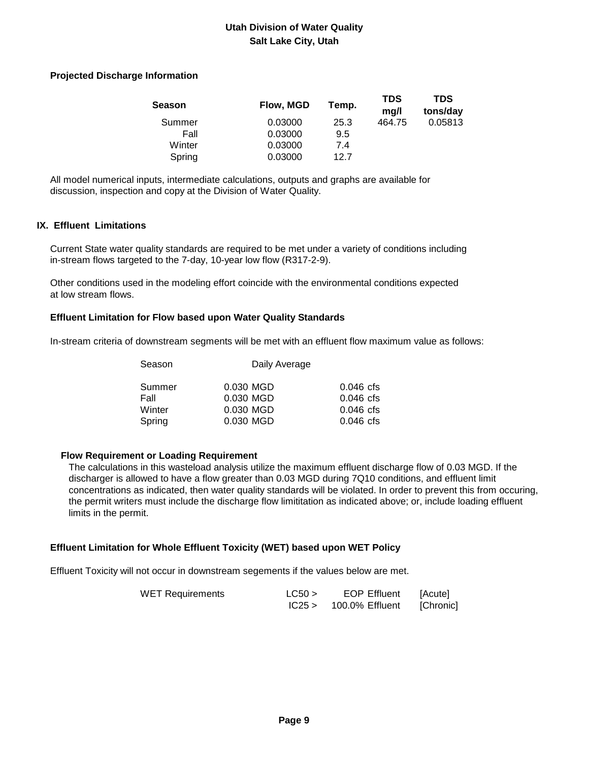**Utah Division of Water Quality**
**Salt Lake City, Utah**

**Projected Discharge Information**

| Season | Flow, MGD | Temp. | TDS mg/l | TDS tons/day |
|---|---|---|---|---|
| Summer | 0.03000 | 25.3 | 464.75 | 0.05813 |
| Fall | 0.03000 | 9.5 | | |
| Winter | 0.03000 | 7.4 | | |
| Spring | 0.03000 | 12.7 | | |

All model numerical inputs, intermediate calculations, outputs and graphs are available for discussion, inspection and copy at the Division of Water Quality.

## IX. Effluent Limitations

Current State water quality standards are required to be met under a variety of conditions including in-stream flows targeted to the 7-day, 10-year low flow (R317-2-9).

Other conditions used in the modeling effort coincide with the environmental conditions expected at low stream flows.

**Effluent Limitation for Flow based upon Water Quality Standards**

In-stream criteria of downstream segments will be met with an effluent flow maximum value as follows:

| Season | Daily Average | |
|---|---|---|
| Summer | 0.030 MGD | 0.046 cfs |
| Fall | 0.030 MGD | 0.046 cfs |
| Winter | 0.030 MGD | 0.046 cfs |
| Spring | 0.030 MGD | 0.046 cfs |

**Flow Requirement or Loading Requirement**

The calculations in this wasteload analysis utilize the maximum effluent discharge flow of 0.03 MGD. If the discharger is allowed to have a flow greater than 0.03 MGD during 7Q10 conditions, and effluent limit concentrations as indicated, then water quality standards will be violated. In order to prevent this from occuring, the permit writers must include the discharge flow limititation as indicated above; or, include loading effluent limits in the permit.

**Effluent Limitation for Whole Effluent Toxicity (WET) based upon WET Policy**

Effluent Toxicity will not occur in downstream segements if the values below are met.

| WET Requirements | | | |
|---|---|---|---|
| | LC50 > | EOP Effluent | [Acute] |
| | IC25 > | 100.0% Effluent | [Chronic] |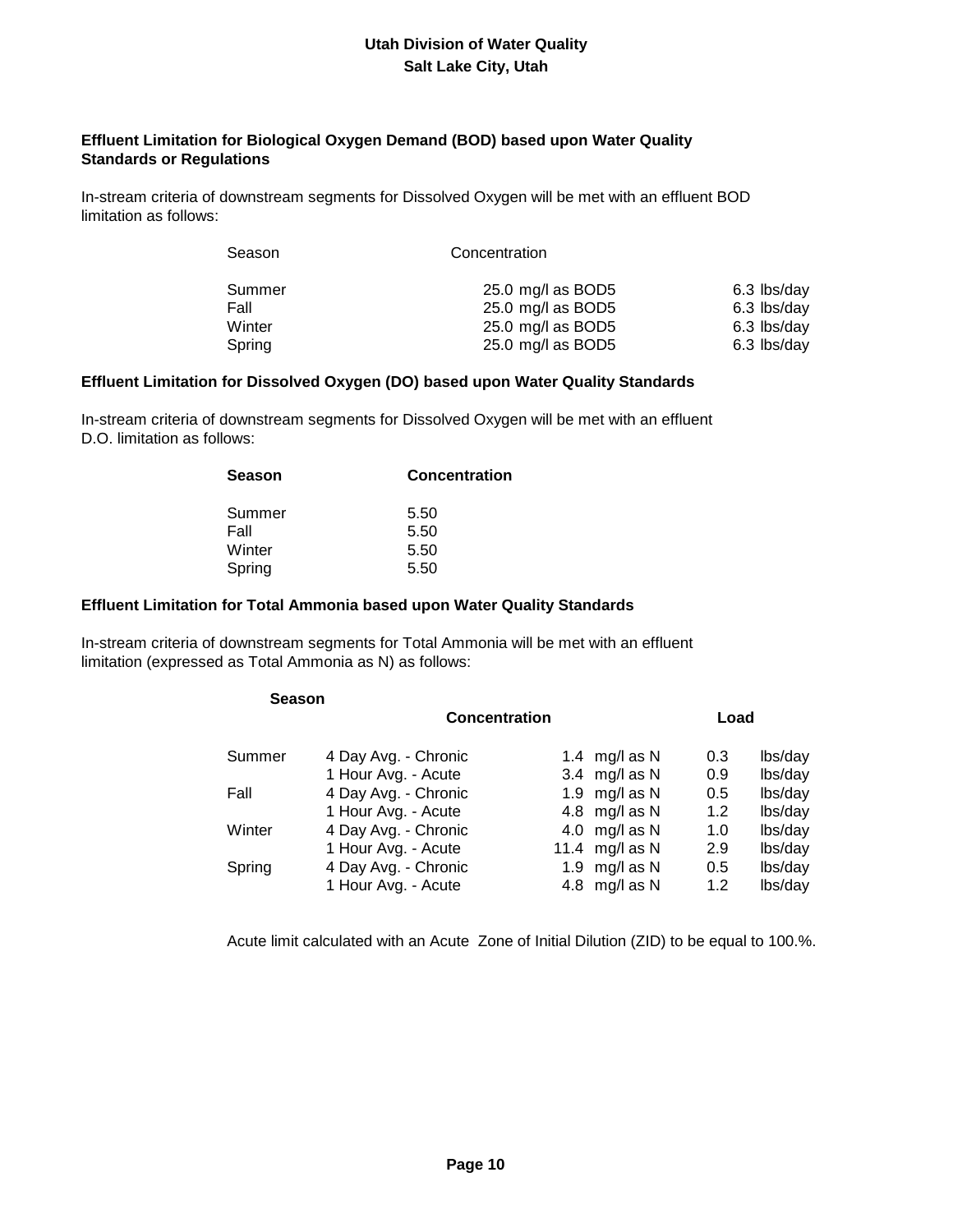**Utah Division of Water Quality**
**Salt Lake City, Utah**

**Effluent Limitation for Biological Oxygen Demand (BOD) based upon Water Quality Standards or Regulations**

In-stream criteria of downstream segments for Dissolved Oxygen will be met with an effluent BOD limitation as follows:

| Season | Concentration | |
|---|---|---|
| Summer | 25.0 mg/l as BOD5 | 6.3 lbs/day |
| Fall | 25.0 mg/l as BOD5 | 6.3 lbs/day |
| Winter | 25.0 mg/l as BOD5 | 6.3 lbs/day |
| Spring | 25.0 mg/l as BOD5 | 6.3 lbs/day |

**Effluent Limitation for Dissolved Oxygen (DO) based upon Water Quality Standards**

In-stream criteria of downstream segments for Dissolved Oxygen will be met with an effluent D.O. limitation as follows:

| **Season** | **Concentration** |
|---|---|
| Summer | 5.50 |
| Fall | 5.50 |
| Winter | 5.50 |
| Spring | 5.50 |

**Effluent Limitation for Total Ammonia based upon Water Quality Standards**

In-stream criteria of downstream segments for Total Ammonia will be met with an effluent limitation (expressed as Total Ammonia as N) as follows:

| **Season** | | **Concentration** | | **Load** | |
|---|---|---|---|---|---|
| Summer | 4 Day Avg. - Chronic | 1.4 | mg/l as N | 0.3 | lbs/day |
| | 1 Hour Avg. - Acute | 3.4 | mg/l as N | 0.9 | lbs/day |
| Fall | 4 Day Avg. - Chronic | 1.9 | mg/l as N | 0.5 | lbs/day |
| | 1 Hour Avg. - Acute | 4.8 | mg/l as N | 1.2 | lbs/day |
| Winter | 4 Day Avg. - Chronic | 4.0 | mg/l as N | 1.0 | lbs/day |
| | 1 Hour Avg. - Acute | 11.4 | mg/l as N | 2.9 | lbs/day |
| Spring | 4 Day Avg. - Chronic | 1.9 | mg/l as N | 0.5 | lbs/day |
| | 1 Hour Avg. - Acute | 4.8 | mg/l as N | 1.2 | lbs/day |

Acute limit calculated with an Acute Zone of Initial Dilution (ZID) to be equal to 100.%.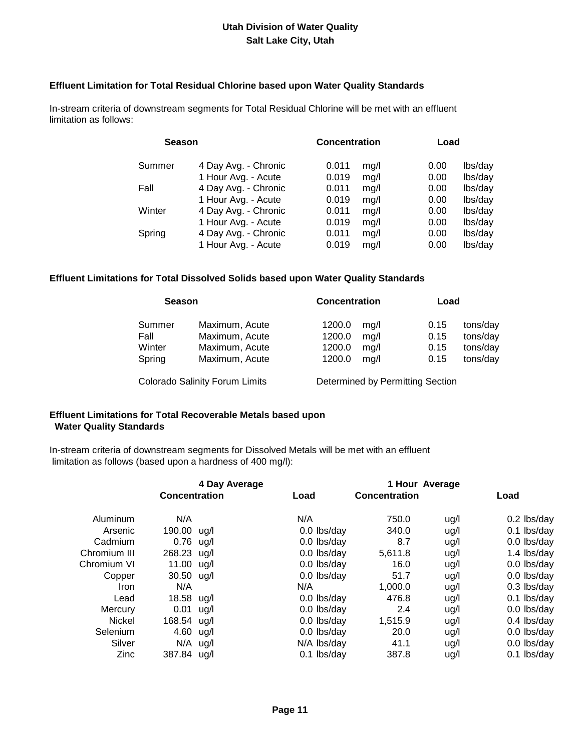**Utah Division of Water Quality**
**Salt Lake City, Utah**

### Effluent Limitation for Total Residual Chlorine based upon Water Quality Standards

In-stream criteria of downstream segments for Total Residual Chlorine will be met with an effluent limitation as follows:

| Season | | Concentration | | Load | |
|---|---|---|---|---|---|
| Summer | 4 Day Avg. - Chronic | 0.011 | mg/l | 0.00 | lbs/day |
| | 1 Hour Avg. - Acute | 0.019 | mg/l | 0.00 | lbs/day |
| Fall | 4 Day Avg. - Chronic | 0.011 | mg/l | 0.00 | lbs/day |
| | 1 Hour Avg. - Acute | 0.019 | mg/l | 0.00 | lbs/day |
| Winter | 4 Day Avg. - Chronic | 0.011 | mg/l | 0.00 | lbs/day |
| | 1 Hour Avg. - Acute | 0.019 | mg/l | 0.00 | lbs/day |
| Spring | 4 Day Avg. - Chronic | 0.011 | mg/l | 0.00 | lbs/day |
| | 1 Hour Avg. - Acute | 0.019 | mg/l | 0.00 | lbs/day |

### Effluent Limitations for Total Dissolved Solids based upon Water Quality Standards

| Season | | Concentration | | Load | |
|---|---|---|---|---|---|
| Summer | Maximum, Acute | 1200.0 | mg/l | 0.15 | tons/day |
| Fall | Maximum, Acute | 1200.0 | mg/l | 0.15 | tons/day |
| Winter | Maximum, Acute | 1200.0 | mg/l | 0.15 | tons/day |
| Spring | Maximum, Acute | 1200.0 | mg/l | 0.15 | tons/day |

Colorado Salinity Forum Limits — Determined by Permitting Section

### Effluent Limitations for Total Recoverable Metals based upon Water Quality Standards

In-stream criteria of downstream segments for Dissolved Metals will be met with an effluent limitation as follows (based upon a hardness of 400 mg/l):

| | 4 Day Average | | | | 1 Hour Average | | | |
|---|---|---|---|---|---|---|---|---|
| | Concentration | | Load | | Concentration | | Load | |
| Aluminum | N/A | | N/A | | 750.0 | ug/l | 0.2 | lbs/day |
| Arsenic | 190.00 | ug/l | 0.0 | lbs/day | 340.0 | ug/l | 0.1 | lbs/day |
| Cadmium | 0.76 | ug/l | 0.0 | lbs/day | 8.7 | ug/l | 0.0 | lbs/day |
| Chromium III | 268.23 | ug/l | 0.0 | lbs/day | 5,611.8 | ug/l | 1.4 | lbs/day |
| Chromium VI | 11.00 | ug/l | 0.0 | lbs/day | 16.0 | ug/l | 0.0 | lbs/day |
| Copper | 30.50 | ug/l | 0.0 | lbs/day | 51.7 | ug/l | 0.0 | lbs/day |
| Iron | N/A | | N/A | | 1,000.0 | ug/l | 0.3 | lbs/day |
| Lead | 18.58 | ug/l | 0.0 | lbs/day | 476.8 | ug/l | 0.1 | lbs/day |
| Mercury | 0.01 | ug/l | 0.0 | lbs/day | 2.4 | ug/l | 0.0 | lbs/day |
| Nickel | 168.54 | ug/l | 0.0 | lbs/day | 1,515.9 | ug/l | 0.4 | lbs/day |
| Selenium | 4.60 | ug/l | 0.0 | lbs/day | 20.0 | ug/l | 0.0 | lbs/day |
| Silver | N/A | ug/l | N/A | lbs/day | 41.1 | ug/l | 0.0 | lbs/day |
| Zinc | 387.84 | ug/l | 0.1 | lbs/day | 387.8 | ug/l | 0.1 | lbs/day |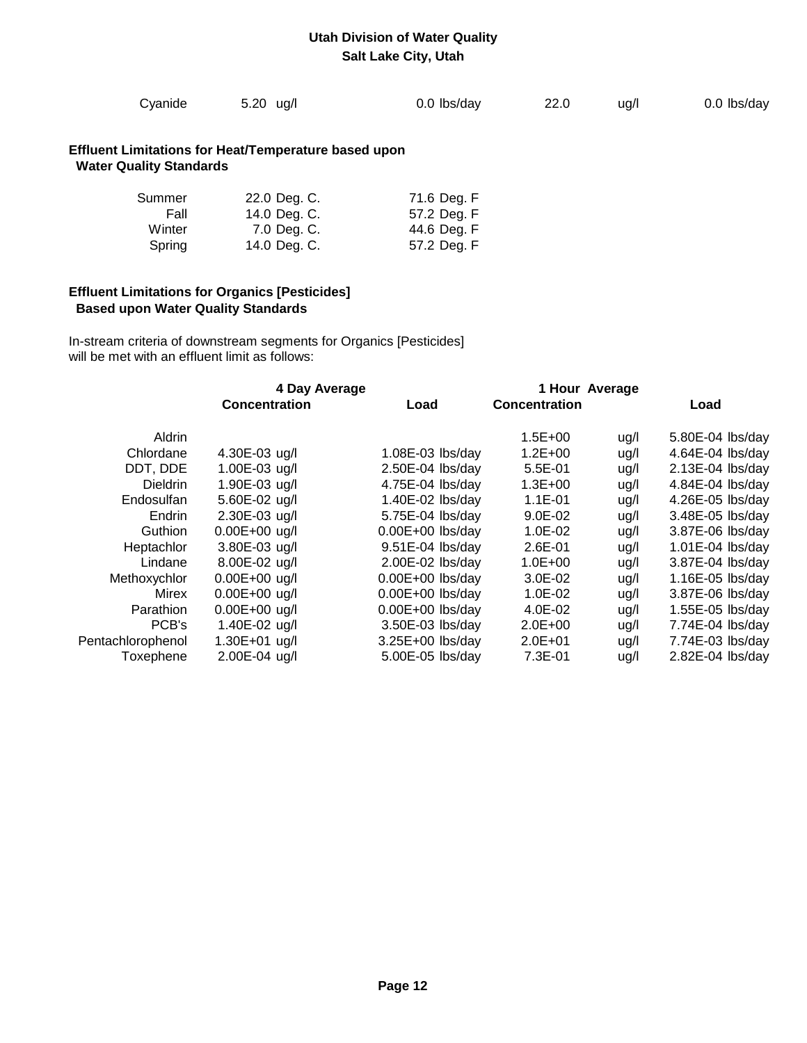| | | | | | | |
|---|---|---|---|---|---|---|
| Cyanide | 5.20 | ug/l | 0.0 lbs/day | 22.0 | ug/l | 0.0 lbs/day |

**Effluent Limitations for Heat/Temperature based upon Water Quality Standards**

| | | |
|---|---|---|
| Summer | 22.0 Deg. C. | 71.6 Deg. F |
| Fall | 14.0 Deg. C. | 57.2 Deg. F |
| Winter | 7.0 Deg. C. | 44.6 Deg. F |
| Spring | 14.0 Deg. C. | 57.2 Deg. F |

**Effluent Limitations for Organics [Pesticides] Based upon Water Quality Standards**

In-stream criteria of downstream segments for Organics [Pesticides] will be met with an effluent limit as follows:

| | 4 Day Average | | 1 Hour Average | | |
|---|---|---|---|---|---|
| | Concentration | Load | Concentration | | Load |
| Aldrin | | | 1.5E+00 | ug/l | 5.80E-04 lbs/day |
| Chlordane | 4.30E-03 ug/l | 1.08E-03 lbs/day | 1.2E+00 | ug/l | 4.64E-04 lbs/day |
| DDT, DDE | 1.00E-03 ug/l | 2.50E-04 lbs/day | 5.5E-01 | ug/l | 2.13E-04 lbs/day |
| Dieldrin | 1.90E-03 ug/l | 4.75E-04 lbs/day | 1.3E+00 | ug/l | 4.84E-04 lbs/day |
| Endosulfan | 5.60E-02 ug/l | 1.40E-02 lbs/day | 1.1E-01 | ug/l | 4.26E-05 lbs/day |
| Endrin | 2.30E-03 ug/l | 5.75E-04 lbs/day | 9.0E-02 | ug/l | 3.48E-05 lbs/day |
| Guthion | 0.00E+00 ug/l | 0.00E+00 lbs/day | 1.0E-02 | ug/l | 3.87E-06 lbs/day |
| Heptachlor | 3.80E-03 ug/l | 9.51E-04 lbs/day | 2.6E-01 | ug/l | 1.01E-04 lbs/day |
| Lindane | 8.00E-02 ug/l | 2.00E-02 lbs/day | 1.0E+00 | ug/l | 3.87E-04 lbs/day |
| Methoxychlor | 0.00E+00 ug/l | 0.00E+00 lbs/day | 3.0E-02 | ug/l | 1.16E-05 lbs/day |
| Mirex | 0.00E+00 ug/l | 0.00E+00 lbs/day | 1.0E-02 | ug/l | 3.87E-06 lbs/day |
| Parathion | 0.00E+00 ug/l | 0.00E+00 lbs/day | 4.0E-02 | ug/l | 1.55E-05 lbs/day |
| PCB's | 1.40E-02 ug/l | 3.50E-03 lbs/day | 2.0E+00 | ug/l | 7.74E-04 lbs/day |
| Pentachlorophenol | 1.30E+01 ug/l | 3.25E+00 lbs/day | 2.0E+01 | ug/l | 7.74E-03 lbs/day |
| Toxephene | 2.00E-04 ug/l | 5.00E-05 lbs/day | 7.3E-01 | ug/l | 2.82E-04 lbs/day |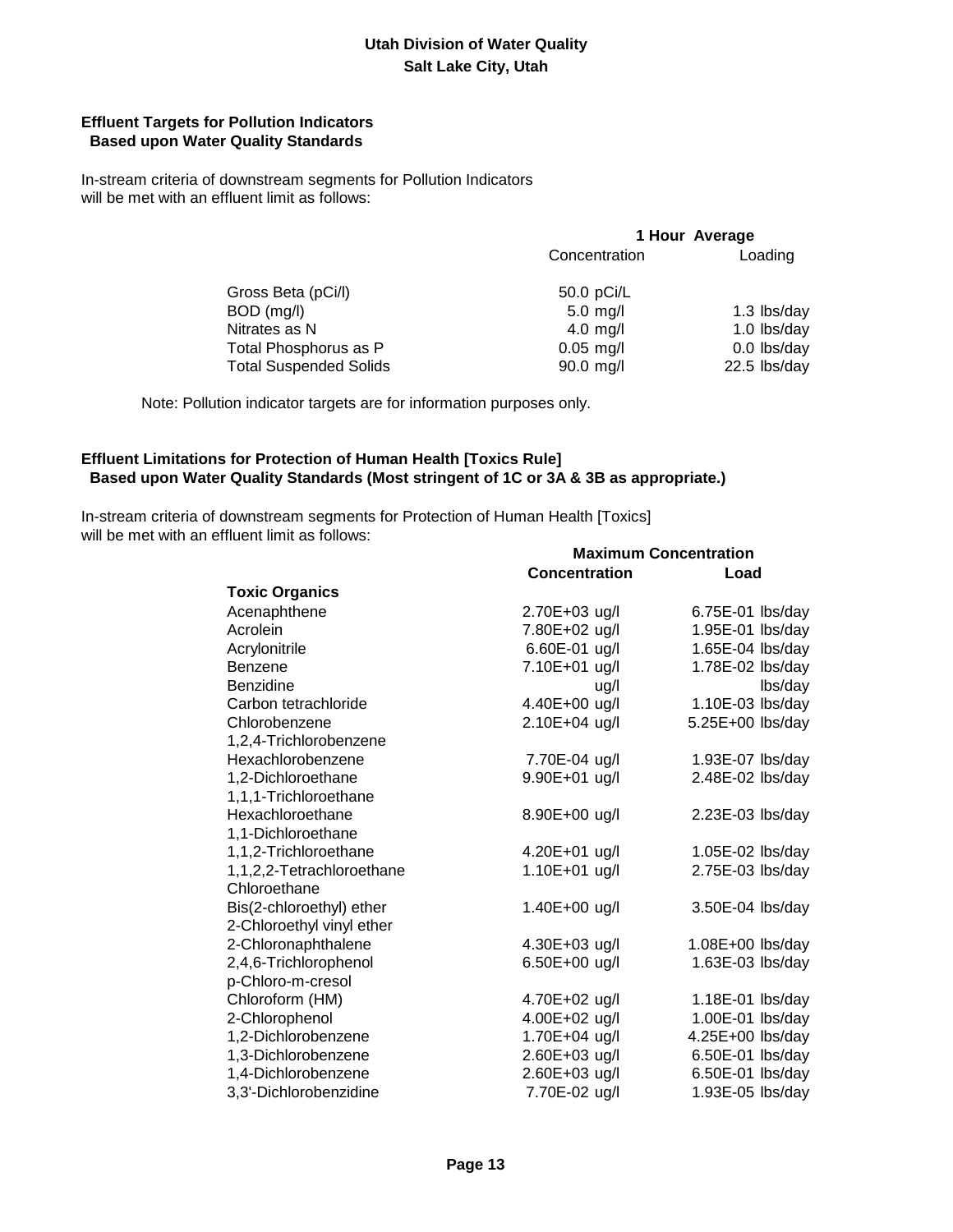**Utah Division of Water Quality**
**Salt Lake City, Utah**

**Effluent Targets for Pollution Indicators**
**Based upon Water Quality Standards**

In-stream criteria of downstream segments for Pollution Indicators will be met with an effluent limit as follows:

| | 1 Hour Average | |
|---|---|---|
| | Concentration | Loading |
| Gross Beta (pCi/l) | 50.0 pCi/L | |
| BOD (mg/l) | 5.0 mg/l | 1.3 lbs/day |
| Nitrates as N | 4.0 mg/l | 1.0 lbs/day |
| Total Phosphorus as P | 0.05 mg/l | 0.0 lbs/day |
| Total Suspended Solids | 90.0 mg/l | 22.5 lbs/day |

Note: Pollution indicator targets are for information purposes only.

**Effluent Limitations for Protection of Human Health [Toxics Rule]**
**Based upon Water Quality Standards (Most stringent of 1C or 3A & 3B as appropriate.)**

In-stream criteria of downstream segments for Protection of Human Health [Toxics] will be met with an effluent limit as follows:

| | Maximum Concentration | |
|---|---|---|
| | **Concentration** | **Load** |
| **Toxic Organics** | | |
| Acenaphthene | 2.70E+03 ug/l | 6.75E-01 lbs/day |
| Acrolein | 7.80E+02 ug/l | 1.95E-01 lbs/day |
| Acrylonitrile | 6.60E-01 ug/l | 1.65E-04 lbs/day |
| Benzene | 7.10E+01 ug/l | 1.78E-02 lbs/day |
| Benzidine | ug/l | lbs/day |
| Carbon tetrachloride | 4.40E+00 ug/l | 1.10E-03 lbs/day |
| Chlorobenzene | 2.10E+04 ug/l | 5.25E+00 lbs/day |
| 1,2,4-Trichlorobenzene | | |
| Hexachlorobenzene | 7.70E-04 ug/l | 1.93E-07 lbs/day |
| 1,2-Dichloroethane | 9.90E+01 ug/l | 2.48E-02 lbs/day |
| 1,1,1-Trichloroethane | | |
| Hexachloroethane | 8.90E+00 ug/l | 2.23E-03 lbs/day |
| 1,1-Dichloroethane | | |
| 1,1,2-Trichloroethane | 4.20E+01 ug/l | 1.05E-02 lbs/day |
| 1,1,2,2-Tetrachloroethane | 1.10E+01 ug/l | 2.75E-03 lbs/day |
| Chloroethane | | |
| Bis(2-chloroethyl) ether | 1.40E+00 ug/l | 3.50E-04 lbs/day |
| 2-Chloroethyl vinyl ether | | |
| 2-Chloronaphthalene | 4.30E+03 ug/l | 1.08E+00 lbs/day |
| 2,4,6-Trichlorophenol | 6.50E+00 ug/l | 1.63E-03 lbs/day |
| p-Chloro-m-cresol | | |
| Chloroform (HM) | 4.70E+02 ug/l | 1.18E-01 lbs/day |
| 2-Chlorophenol | 4.00E+02 ug/l | 1.00E-01 lbs/day |
| 1,2-Dichlorobenzene | 1.70E+04 ug/l | 4.25E+00 lbs/day |
| 1,3-Dichlorobenzene | 2.60E+03 ug/l | 6.50E-01 lbs/day |
| 1,4-Dichlorobenzene | 2.60E+03 ug/l | 6.50E-01 lbs/day |
| 3,3'-Dichlorobenzidine | 7.70E-02 ug/l | 1.93E-05 lbs/day |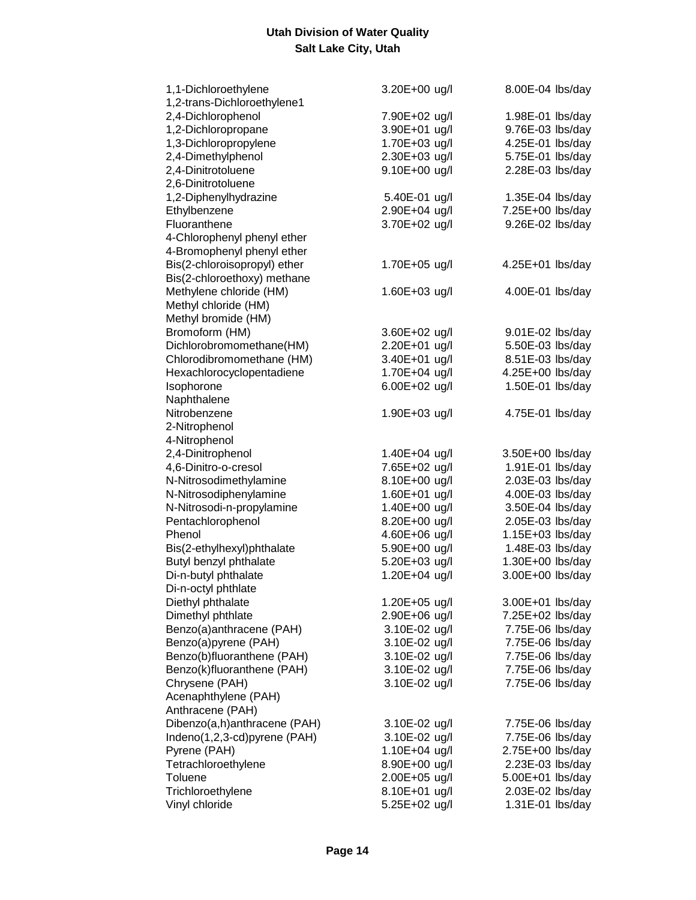**Utah Division of Water Quality**
**Salt Lake City, Utah**

| | | |
|---|---|---|
| 1,1-Dichloroethylene | 3.20E+00 ug/l | 8.00E-04 lbs/day |
| 1,2-trans-Dichloroethylene1 | | |
| 2,4-Dichlorophenol | 7.90E+02 ug/l | 1.98E-01 lbs/day |
| 1,2-Dichloropropane | 3.90E+01 ug/l | 9.76E-03 lbs/day |
| 1,3-Dichloropropylene | 1.70E+03 ug/l | 4.25E-01 lbs/day |
| 2,4-Dimethylphenol | 2.30E+03 ug/l | 5.75E-01 lbs/day |
| 2,4-Dinitrotoluene | 9.10E+00 ug/l | 2.28E-03 lbs/day |
| 2,6-Dinitrotoluene | | |
| 1,2-Diphenylhydrazine | 5.40E-01 ug/l | 1.35E-04 lbs/day |
| Ethylbenzene | 2.90E+04 ug/l | 7.25E+00 lbs/day |
| Fluoranthene | 3.70E+02 ug/l | 9.26E-02 lbs/day |
| 4-Chlorophenyl phenyl ether | | |
| 4-Bromophenyl phenyl ether | | |
| Bis(2-chloroisopropyl) ether | 1.70E+05 ug/l | 4.25E+01 lbs/day |
| Bis(2-chloroethoxy) methane | | |
| Methylene chloride (HM) | 1.60E+03 ug/l | 4.00E-01 lbs/day |
| Methyl chloride (HM) | | |
| Methyl bromide (HM) | | |
| Bromoform (HM) | 3.60E+02 ug/l | 9.01E-02 lbs/day |
| Dichlorobromomethane(HM) | 2.20E+01 ug/l | 5.50E-03 lbs/day |
| Chlorodibromomethane (HM) | 3.40E+01 ug/l | 8.51E-03 lbs/day |
| Hexachlorocyclopentadiene | 1.70E+04 ug/l | 4.25E+00 lbs/day |
| Isophorone | 6.00E+02 ug/l | 1.50E-01 lbs/day |
| Naphthalene | | |
| Nitrobenzene | 1.90E+03 ug/l | 4.75E-01 lbs/day |
| 2-Nitrophenol | | |
| 4-Nitrophenol | | |
| 2,4-Dinitrophenol | 1.40E+04 ug/l | 3.50E+00 lbs/day |
| 4,6-Dinitro-o-cresol | 7.65E+02 ug/l | 1.91E-01 lbs/day |
| N-Nitrosodimethylamine | 8.10E+00 ug/l | 2.03E-03 lbs/day |
| N-Nitrosodiphenylamine | 1.60E+01 ug/l | 4.00E-03 lbs/day |
| N-Nitrosodi-n-propylamine | 1.40E+00 ug/l | 3.50E-04 lbs/day |
| Pentachlorophenol | 8.20E+00 ug/l | 2.05E-03 lbs/day |
| Phenol | 4.60E+06 ug/l | 1.15E+03 lbs/day |
| Bis(2-ethylhexyl)phthalate | 5.90E+00 ug/l | 1.48E-03 lbs/day |
| Butyl benzyl phthalate | 5.20E+03 ug/l | 1.30E+00 lbs/day |
| Di-n-butyl phthalate | 1.20E+04 ug/l | 3.00E+00 lbs/day |
| Di-n-octyl phthlate | | |
| Diethyl phthalate | 1.20E+05 ug/l | 3.00E+01 lbs/day |
| Dimethyl phthlate | 2.90E+06 ug/l | 7.25E+02 lbs/day |
| Benzo(a)anthracene (PAH) | 3.10E-02 ug/l | 7.75E-06 lbs/day |
| Benzo(a)pyrene (PAH) | 3.10E-02 ug/l | 7.75E-06 lbs/day |
| Benzo(b)fluoranthene (PAH) | 3.10E-02 ug/l | 7.75E-06 lbs/day |
| Benzo(k)fluoranthene (PAH) | 3.10E-02 ug/l | 7.75E-06 lbs/day |
| Chrysene (PAH) | 3.10E-02 ug/l | 7.75E-06 lbs/day |
| Acenaphthylene (PAH) | | |
| Anthracene (PAH) | | |
| Dibenzo(a,h)anthracene (PAH) | 3.10E-02 ug/l | 7.75E-06 lbs/day |
| Indeno(1,2,3-cd)pyrene (PAH) | 3.10E-02 ug/l | 7.75E-06 lbs/day |
| Pyrene (PAH) | 1.10E+04 ug/l | 2.75E+00 lbs/day |
| Tetrachloroethylene | 8.90E+00 ug/l | 2.23E-03 lbs/day |
| Toluene | 2.00E+05 ug/l | 5.00E+01 lbs/day |
| Trichloroethylene | 8.10E+01 ug/l | 2.03E-02 lbs/day |
| Vinyl chloride | 5.25E+02 ug/l | 1.31E-01 lbs/day |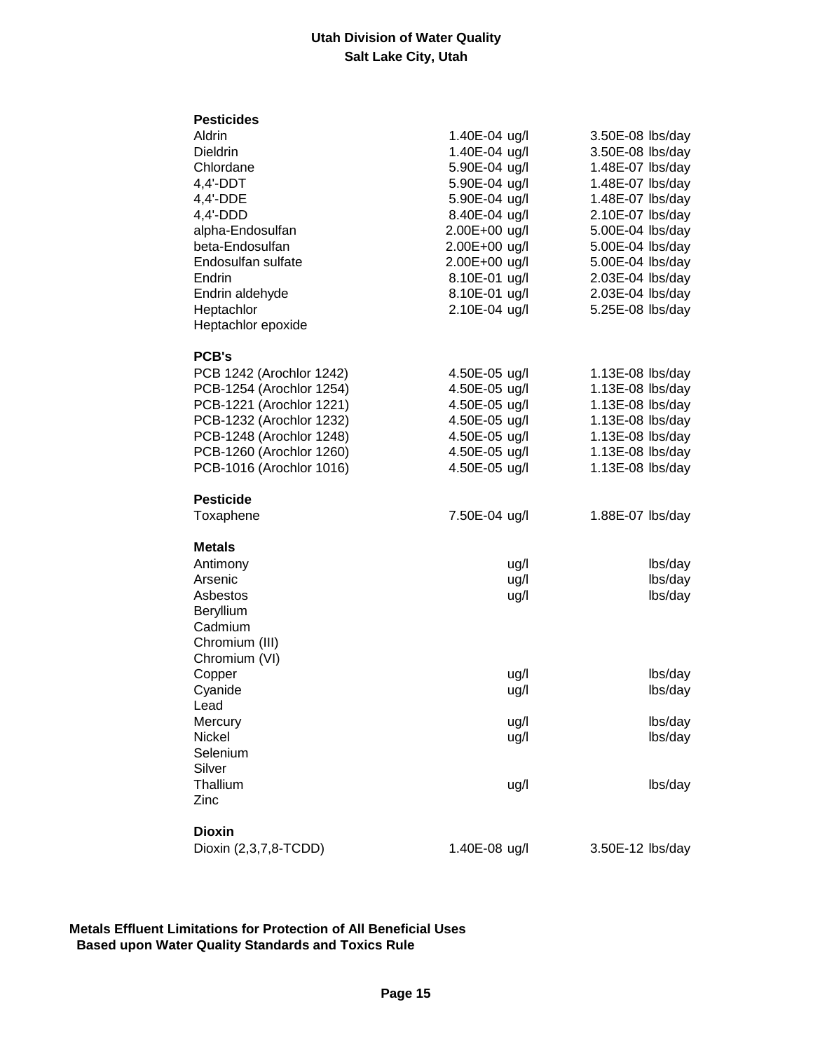**Utah Division of Water Quality**
**Salt Lake City, Utah**

| | | |
|---|---|---|
| **Pesticides** | | |
| Aldrin | 1.40E-04 ug/l | 3.50E-08 lbs/day |
| Dieldrin | 1.40E-04 ug/l | 3.50E-08 lbs/day |
| Chlordane | 5.90E-04 ug/l | 1.48E-07 lbs/day |
| 4,4'-DDT | 5.90E-04 ug/l | 1.48E-07 lbs/day |
| 4,4'-DDE | 5.90E-04 ug/l | 1.48E-07 lbs/day |
| 4,4'-DDD | 8.40E-04 ug/l | 2.10E-07 lbs/day |
| alpha-Endosulfan | 2.00E+00 ug/l | 5.00E-04 lbs/day |
| beta-Endosulfan | 2.00E+00 ug/l | 5.00E-04 lbs/day |
| Endosulfan sulfate | 2.00E+00 ug/l | 5.00E-04 lbs/day |
| Endrin | 8.10E-01 ug/l | 2.03E-04 lbs/day |
| Endrin aldehyde | 8.10E-01 ug/l | 2.03E-04 lbs/day |
| Heptachlor | 2.10E-04 ug/l | 5.25E-08 lbs/day |
| Heptachlor epoxide | | |
| **PCB's** | | |
| PCB 1242 (Arochlor 1242) | 4.50E-05 ug/l | 1.13E-08 lbs/day |
| PCB-1254 (Arochlor 1254) | 4.50E-05 ug/l | 1.13E-08 lbs/day |
| PCB-1221 (Arochlor 1221) | 4.50E-05 ug/l | 1.13E-08 lbs/day |
| PCB-1232 (Arochlor 1232) | 4.50E-05 ug/l | 1.13E-08 lbs/day |
| PCB-1248 (Arochlor 1248) | 4.50E-05 ug/l | 1.13E-08 lbs/day |
| PCB-1260 (Arochlor 1260) | 4.50E-05 ug/l | 1.13E-08 lbs/day |
| PCB-1016 (Arochlor 1016) | 4.50E-05 ug/l | 1.13E-08 lbs/day |
| **Pesticide** | | |
| Toxaphene | 7.50E-04 ug/l | 1.88E-07 lbs/day |
| **Metals** | | |
| Antimony | ug/l | lbs/day |
| Arsenic | ug/l | lbs/day |
| Asbestos | ug/l | lbs/day |
| Beryllium | | |
| Cadmium | | |
| Chromium (III) | | |
| Chromium (VI) | | |
| Copper | ug/l | lbs/day |
| Cyanide | ug/l | lbs/day |
| Lead | | |
| Mercury | ug/l | lbs/day |
| Nickel | ug/l | lbs/day |
| Selenium | | |
| Silver | | |
| Thallium | ug/l | lbs/day |
| Zinc | | |
| **Dioxin** | | |
| Dioxin (2,3,7,8-TCDD) | 1.40E-08 ug/l | 3.50E-12 lbs/day |

**Metals Effluent Limitations for Protection of All Beneficial Uses**
**Based upon Water Quality Standards and Toxics Rule**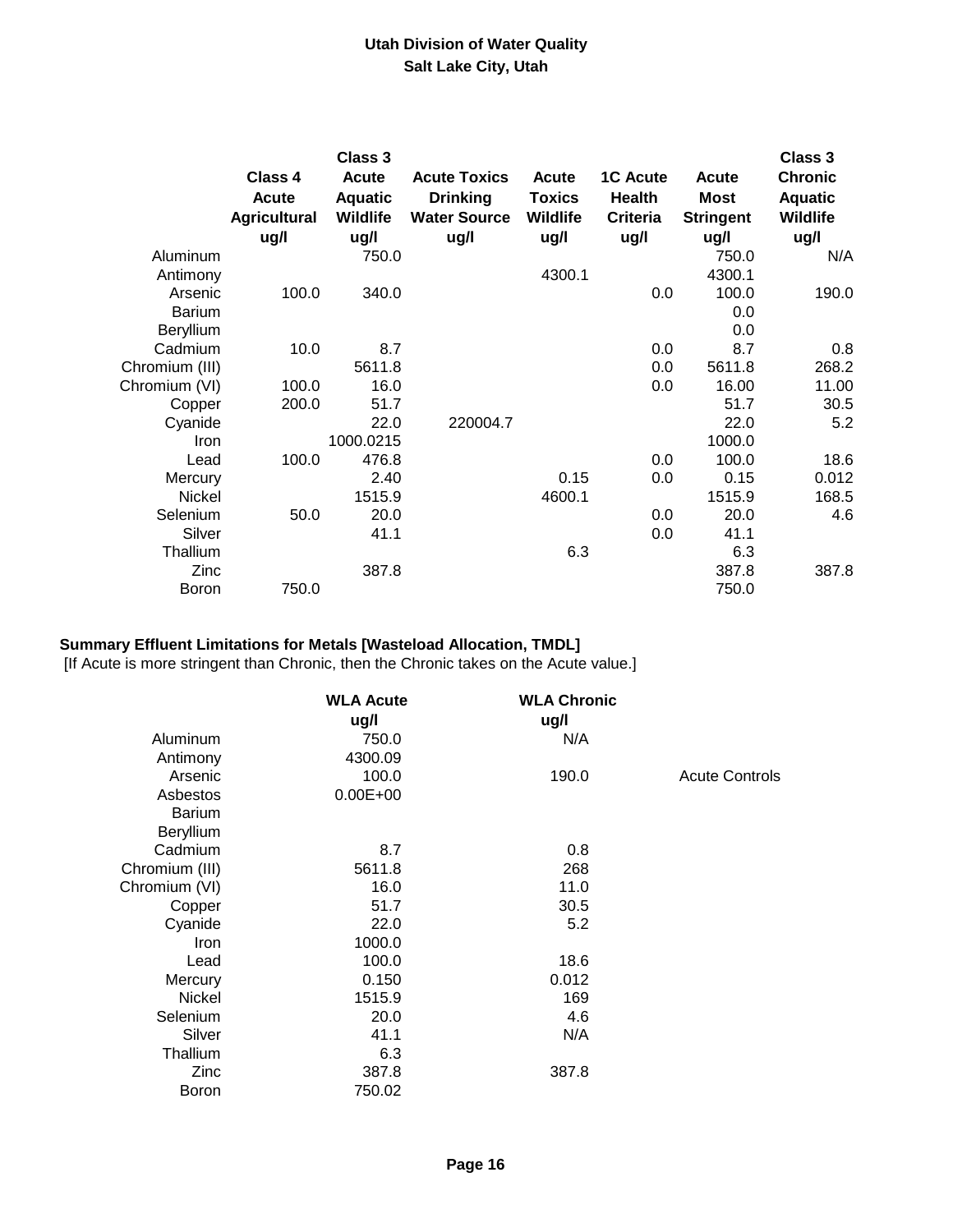**Utah Division of Water Quality**
**Salt Lake City, Utah**

| | Class 4 Acute Agricultural ug/l | Class 3 Acute Aquatic Wildlife ug/l | Acute Toxics Drinking Water Source ug/l | Acute Toxics Wildlife ug/l | 1C Acute Health Criteria ug/l | Acute Most Stringent ug/l | Class 3 Chronic Aquatic Wildlife ug/l |
|---|---|---|---|---|---|---|---|
| Aluminum | | 750.0 | | | | 750.0 | N/A |
| Antimony | | | | 4300.1 | | 4300.1 | |
| Arsenic | 100.0 | 340.0 | | | 0.0 | 100.0 | 190.0 |
| Barium | | | | | | 0.0 | |
| Beryllium | | | | | | 0.0 | |
| Cadmium | 10.0 | 8.7 | | | 0.0 | 8.7 | 0.8 |
| Chromium (III) | | 5611.8 | | | 0.0 | 5611.8 | 268.2 |
| Chromium (VI) | 100.0 | 16.0 | | | 0.0 | 16.00 | 11.00 |
| Copper | 200.0 | 51.7 | | | | 51.7 | 30.5 |
| Cyanide | | 22.0 | 220004.7 | | | 22.0 | 5.2 |
| Iron | | 1000.0215 | | | | 1000.0 | |
| Lead | 100.0 | 476.8 | | | 0.0 | 100.0 | 18.6 |
| Mercury | | 2.40 | | 0.15 | 0.0 | 0.15 | 0.012 |
| Nickel | | 1515.9 | | 4600.1 | | 1515.9 | 168.5 |
| Selenium | 50.0 | 20.0 | | | 0.0 | 20.0 | 4.6 |
| Silver | | 41.1 | | | 0.0 | 41.1 | |
| Thallium | | | | 6.3 | | 6.3 | |
| Zinc | | 387.8 | | | | 387.8 | 387.8 |
| Boron | 750.0 | | | | | 750.0 | |

**Summary Effluent Limitations for Metals [Wasteload Allocation, TMDL]**
[If Acute is more stringent than Chronic, then the Chronic takes on the Acute value.]

| | WLA Acute ug/l | WLA Chronic ug/l | |
|---|---|---|---|
| Aluminum | 750.0 | N/A | |
| Antimony | 4300.09 | | |
| Arsenic | 100.0 | 190.0 | Acute Controls |
| Asbestos | 0.00E+00 | | |
| Barium | | | |
| Beryllium | | | |
| Cadmium | 8.7 | 0.8 | |
| Chromium (III) | 5611.8 | 268 | |
| Chromium (VI) | 16.0 | 11.0 | |
| Copper | 51.7 | 30.5 | |
| Cyanide | 22.0 | 5.2 | |
| Iron | 1000.0 | | |
| Lead | 100.0 | 18.6 | |
| Mercury | 0.150 | 0.012 | |
| Nickel | 1515.9 | 169 | |
| Selenium | 20.0 | 4.6 | |
| Silver | 41.1 | N/A | |
| Thallium | 6.3 | | |
| Zinc | 387.8 | 387.8 | |
| Boron | 750.02 | | |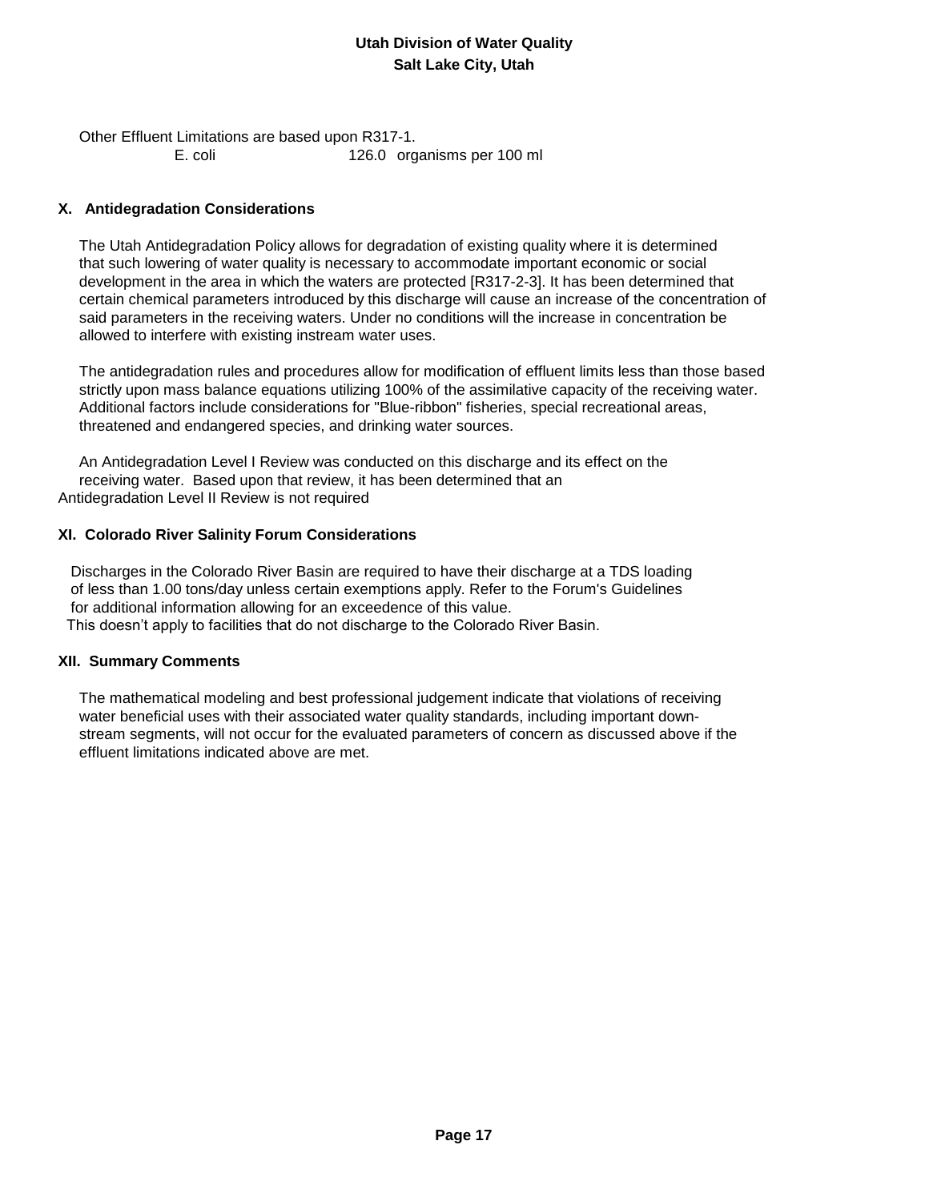Other Effluent Limitations are based upon R317-1.

| | | |
|---|---|---|
| E. coli | 126.0 | organisms per 100 ml |

## X. Antidegradation Considerations

The Utah Antidegradation Policy allows for degradation of existing quality where it is determined that such lowering of water quality is necessary to accommodate important economic or social development in the area in which the waters are protected [R317-2-3]. It has been determined that certain chemical parameters introduced by this discharge will cause an increase of the concentration of said parameters in the receiving waters. Under no conditions will the increase in concentration be allowed to interfere with existing instream water uses.

The antidegradation rules and procedures allow for modification of effluent limits less than those based strictly upon mass balance equations utilizing 100% of the assimilative capacity of the receiving water. Additional factors include considerations for "Blue-ribbon" fisheries, special recreational areas, threatened and endangered species, and drinking water sources.

An Antidegradation Level I Review was conducted on this discharge and its effect on the receiving water. Based upon that review, it has been determined that an Antidegradation Level II Review is not required

## XI. Colorado River Salinity Forum Considerations

Discharges in the Colorado River Basin are required to have their discharge at a TDS loading of less than 1.00 tons/day unless certain exemptions apply. Refer to the Forum's Guidelines for additional information allowing for an exceedence of this value.
This doesn't apply to facilities that do not discharge to the Colorado River Basin.

## XII. Summary Comments

The mathematical modeling and best professional judgement indicate that violations of receiving water beneficial uses with their associated water quality standards, including important down-stream segments, will not occur for the evaluated parameters of concern as discussed above if the effluent limitations indicated above are met.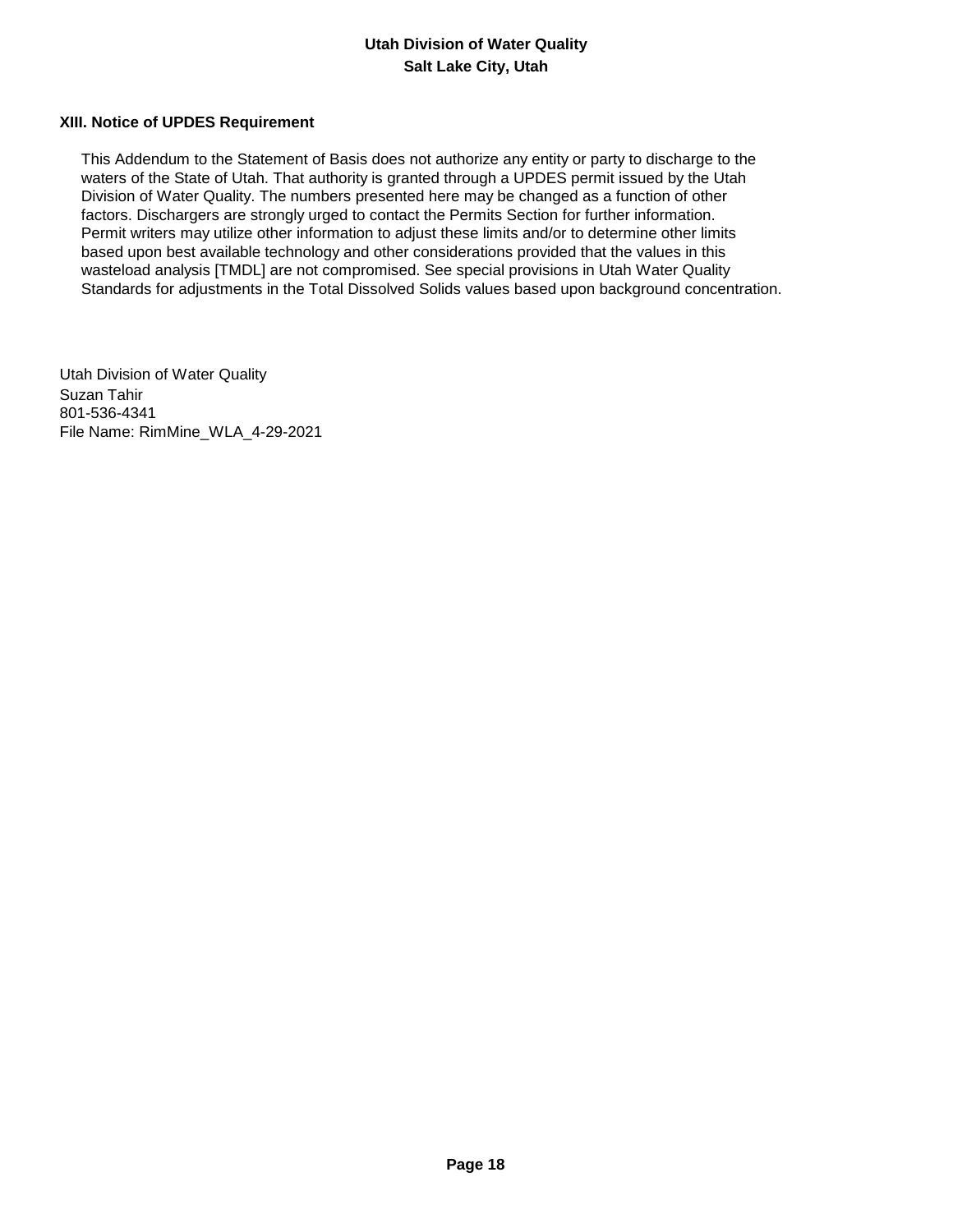### XIII. Notice of UPDES Requirement

This Addendum to the Statement of Basis does not authorize any entity or party to discharge to the waters of the State of Utah. That authority is granted through a UPDES permit issued by the Utah Division of Water Quality. The numbers presented here may be changed as a function of other factors. Dischargers are strongly urged to contact the Permits Section for further information. Permit writers may utilize other information to adjust these limits and/or to determine other limits based upon best available technology and other considerations provided that the values in this wasteload analysis [TMDL] are not compromised. See special provisions in Utah Water Quality Standards for adjustments in the Total Dissolved Solids values based upon background concentration.

Utah Division of Water Quality
Suzan Tahir
801-536-4341
File Name: RimMine_WLA_4-29-2021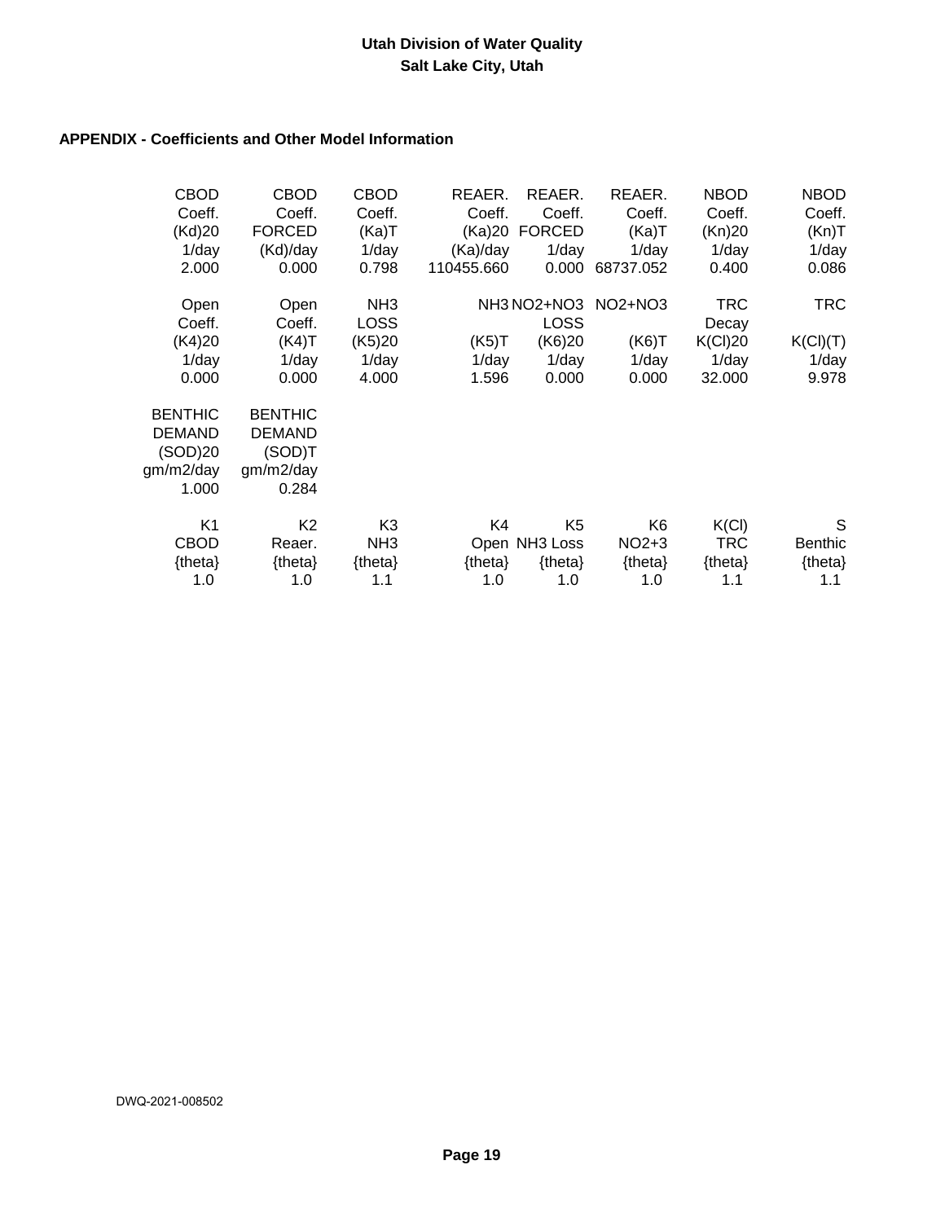**APPENDIX - Coefficients and Other Model Information**

| CBOD Coeff. (Kd)20 1/day | CBOD Coeff. FORCED (Kd)/day | CBOD Coeff. (Ka)T 1/day | REAER. Coeff. (Ka)20 (Ka)/day | REAER. Coeff. FORCED 1/day | REAER. Coeff. (Ka)T 1/day | NBOD Coeff. (Kn)20 1/day | NBOD Coeff. (Kn)T 1/day |
|---|---|---|---|---|---|---|---|
| 2.000 | 0.000 | 0.798 | 110455.660 | 0.000 | 68737.052 | 0.400 | 0.086 |

| Open Coeff. (K4)20 1/day | Open Coeff. (K4)T 1/day | NH3 LOSS (K5)20 1/day | NH3 (K5)T 1/day | NO2+NO3 LOSS (K6)20 1/day | NO2+NO3 (K6)T 1/day | TRC Decay K(Cl)20 1/day | TRC K(Cl)(T) 1/day |
|---|---|---|---|---|---|---|---|
| 0.000 | 0.000 | 4.000 | 1.596 | 0.000 | 0.000 | 32.000 | 9.978 |

| BENTHIC DEMAND (SOD)20 gm/m2/day | BENTHIC DEMAND (SOD)T gm/m2/day |
|---|---|
| 1.000 | 0.284 |

| K1 CBOD {theta} | K2 Reaer. {theta} | K3 NH3 {theta} | K4 Open {theta} | K5 NH3 Loss {theta} | K6 NO2+3 {theta} | K(Cl) TRC {theta} | S Benthic {theta} |
|---|---|---|---|---|---|---|---|
| 1.0 | 1.0 | 1.1 | 1.0 | 1.0 | 1.0 | 1.1 | 1.1 |

DWQ-2021-008502